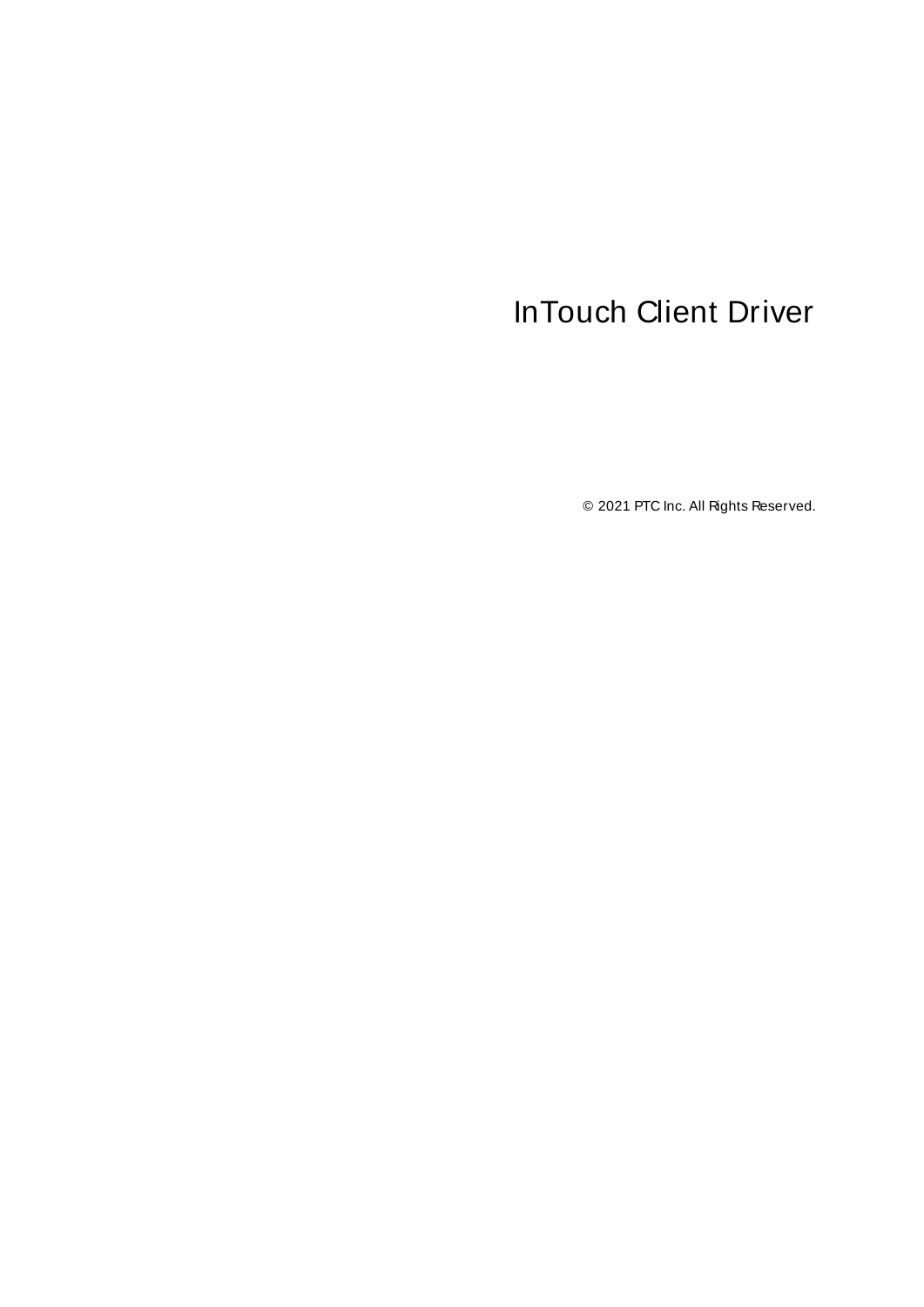# InTouch Client Driver

© 2021 PTC Inc. All Rights Reserved.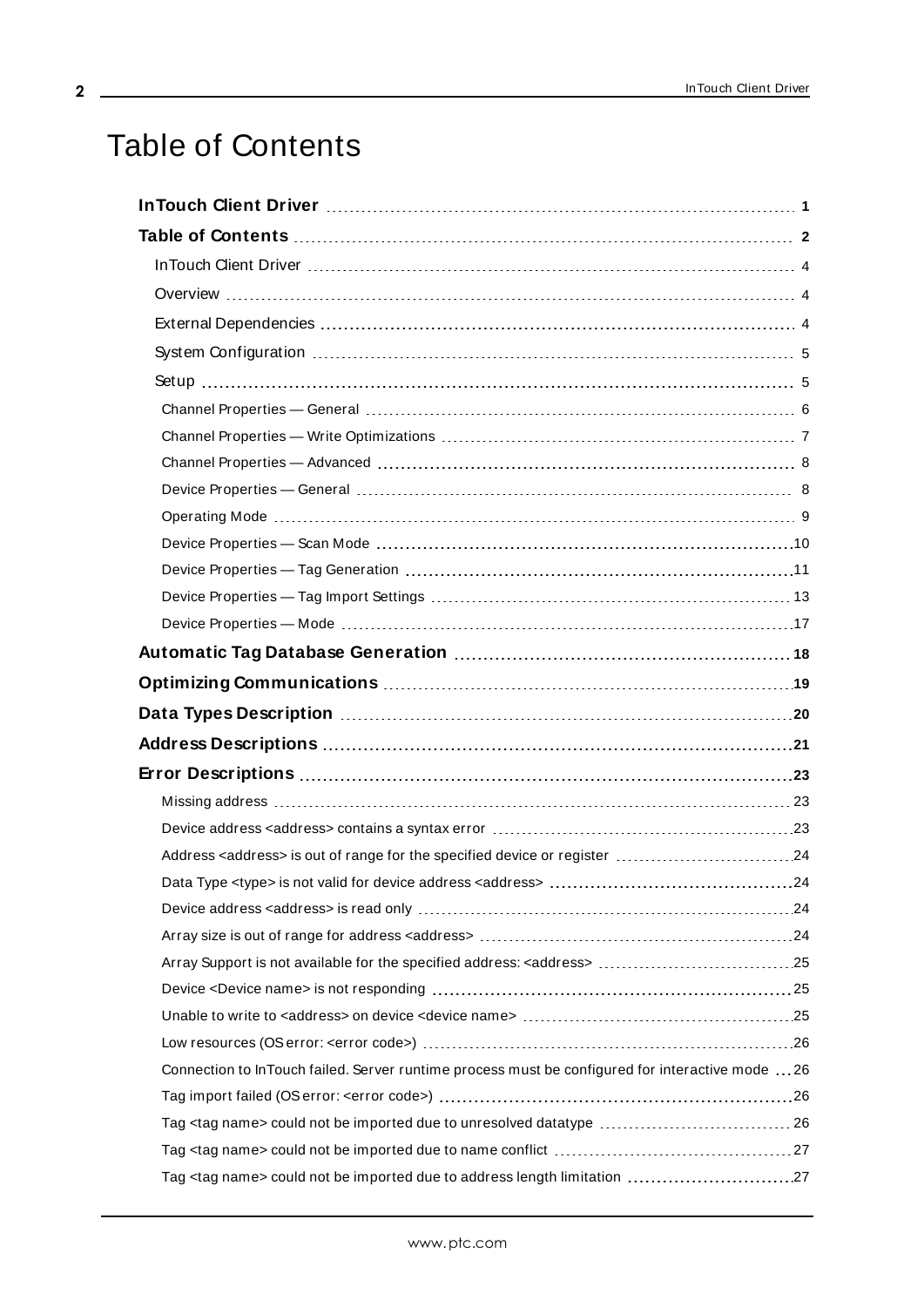# Table of Contents

**InTouch Client Driver** 1

**Table of Contents** 2

- InTouch Client Driver 4
- Overview 4
- External Dependencies 4
- System Configuration 5
- Setup 5
  - Channel Properties — General 6
  - Channel Properties — Write Optimizations 7
  - Channel Properties — Advanced 8
  - Device Properties — General 8
  - Operating Mode 9
  - Device Properties — Scan Mode 10
  - Device Properties — Tag Generation 11
  - Device Properties — Tag Import Settings 13
  - Device Properties — Mode 17

**Automatic Tag Database Generation** 18

**Optimizing Communications** 19

**Data Types Description** 20

**Address Descriptions** 21

**Error Descriptions** 23

- Missing address 23
- Device address <address> contains a syntax error 23
- Address <address> is out of range for the specified device or register 24
- Data Type <type> is not valid for device address <address> 24
- Device address <address> is read only 24
- Array size is out of range for address <address> 24
- Array Support is not available for the specified address: <address> 25
- Device <Device name> is not responding 25
- Unable to write to <address> on device <device name> 25
- Low resources (OS error: <error code>) 26
- Connection to InTouch failed. Server runtime process must be configured for interactive mode 26
- Tag import failed (OS error: <error code>) 26
- Tag <tag name> could not be imported due to unresolved datatype 26
- Tag <tag name> could not be imported due to name conflict 27
- Tag <tag name> could not be imported due to address length limitation 27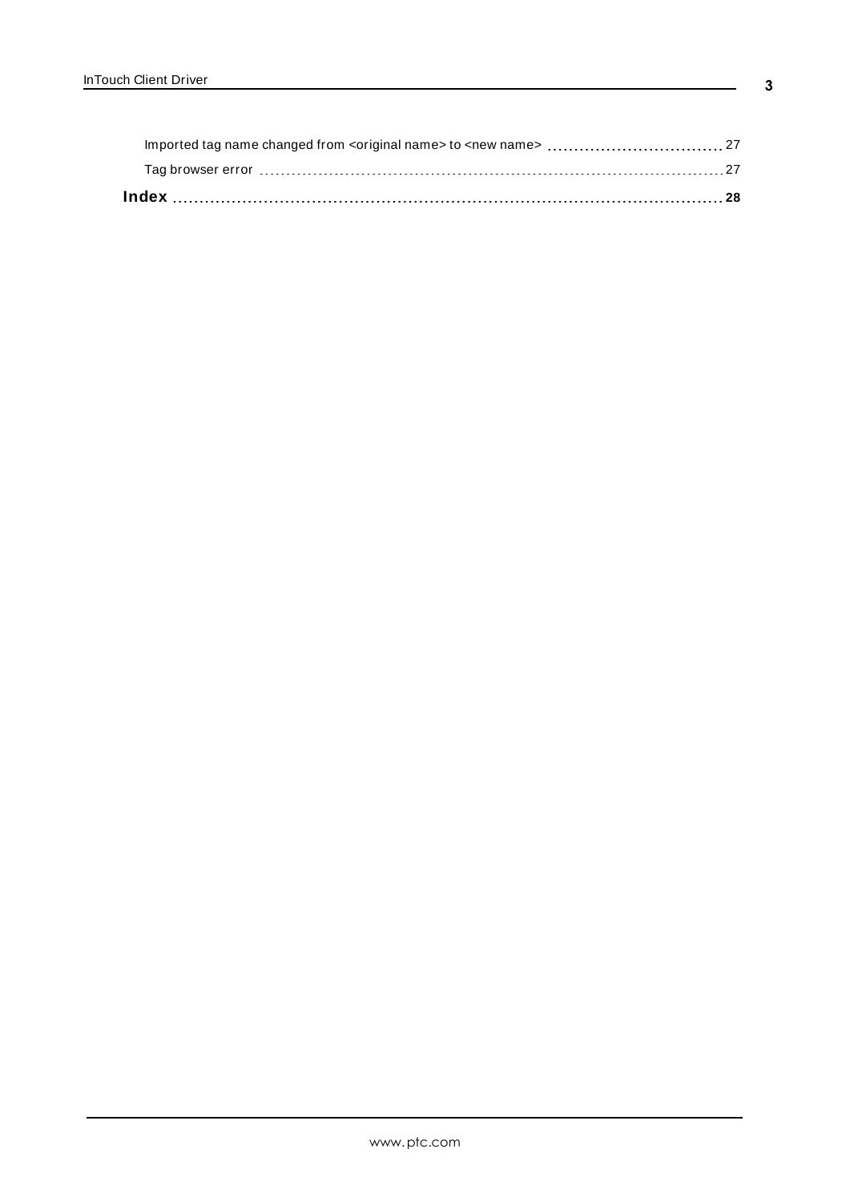Imported tag name changed from <original name> to <new name> 27

Tag browser error 27

**Index** 28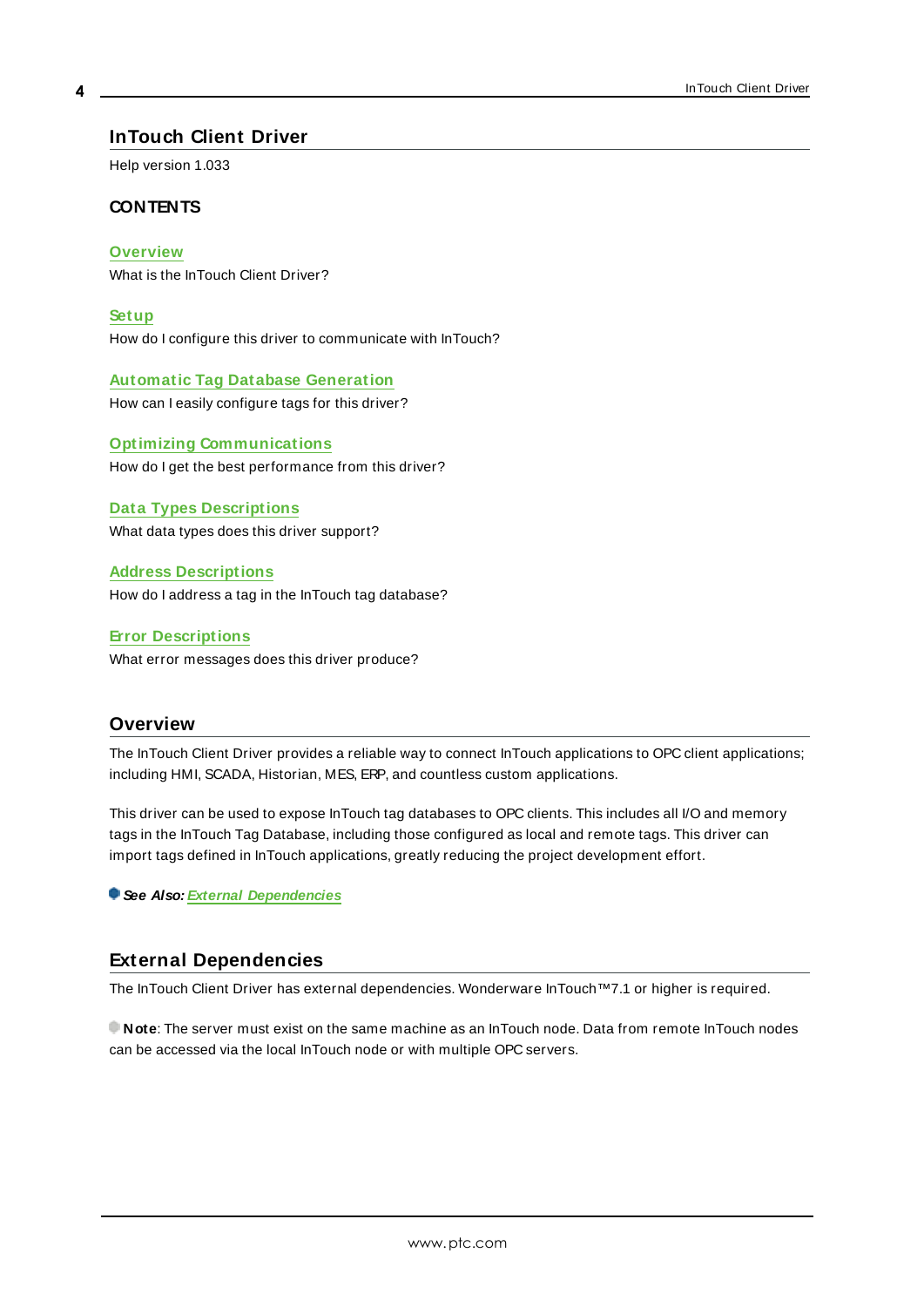# InTouch Client Driver

Help version 1.033

**CONTENTS**

**Overview**
What is the InTouch Client Driver?

**Setup**
How do I configure this driver to communicate with InTouch?

**Automatic Tag Database Generation**
How can I easily configure tags for this driver?

**Optimizing Communications**
How do I get the best performance from this driver?

**Data Types Descriptions**
What data types does this driver support?

**Address Descriptions**
How do I address a tag in the InTouch tag database?

**Error Descriptions**
What error messages does this driver produce?

## Overview

The InTouch Client Driver provides a reliable way to connect InTouch applications to OPC client applications; including HMI, SCADA, Historian, MES, ERP, and countless custom applications.

This driver can be used to expose InTouch tag databases to OPC clients. This includes all I/O and memory tags in the InTouch Tag Database, including those configured as local and remote tags. This driver can import tags defined in InTouch applications, greatly reducing the project development effort.

***See Also:*** ***External Dependencies***

## External Dependencies

The InTouch Client Driver has external dependencies. Wonderware InTouch™7.1 or higher is required.

**Note**: The server must exist on the same machine as an InTouch node. Data from remote InTouch nodes can be accessed via the local InTouch node or with multiple OPC servers.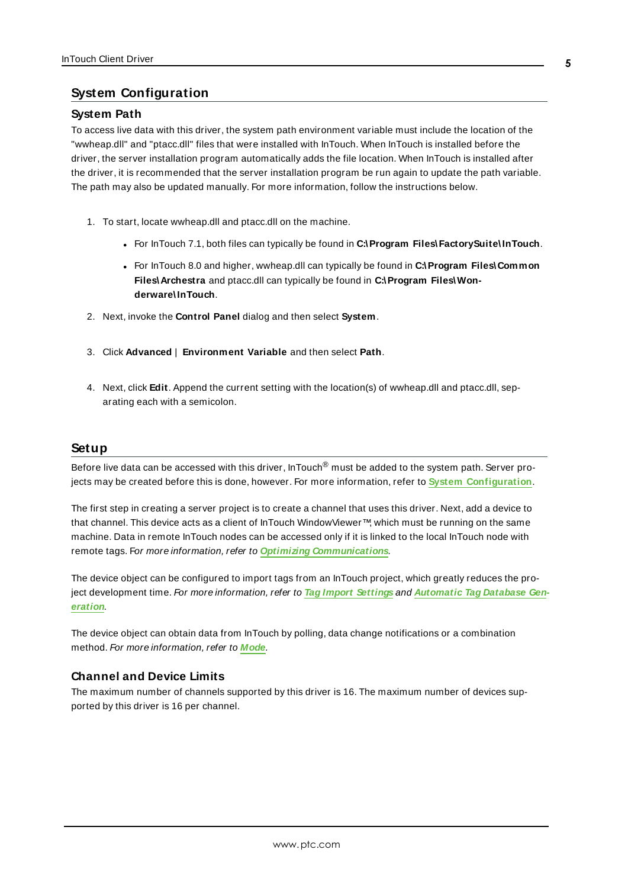## System Configuration

### System Path

To access live data with this driver, the system path environment variable must include the location of the "wwheap.dll" and "ptacc.dll" files that were installed with InTouch. When InTouch is installed before the driver, the server installation program automatically adds the file location. When InTouch is installed after the driver, it is recommended that the server installation program be run again to update the path variable. The path may also be updated manually. For more information, follow the instructions below.

1. To start, locate wwheap.dll and ptacc.dll on the machine.
   - For InTouch 7.1, both files can typically be found in **C:\Program Files\FactorySuite\InTouch**.
   - For InTouch 8.0 and higher, wwheap.dll can typically be found in **C:\Program Files\Common Files\Archestra** and ptacc.dll can typically be found in **C:\Program Files\Wonderware\InTouch**.
2. Next, invoke the **Control Panel** dialog and then select **System**.
3. Click **Advanced** | **Environment Variable** and then select **Path**.
4. Next, click **Edit**. Append the current setting with the location(s) of wwheap.dll and ptacc.dll, separating each with a semicolon.

## Setup

Before live data can be accessed with this driver, InTouch® must be added to the system path. Server projects may be created before this is done, however. For more information, refer to **System Configuration**.

The first step in creating a server project is to create a channel that uses this driver. Next, add a device to that channel. This device acts as a client of InTouch WindowViewer™, which must be running on the same machine. Data in remote InTouch nodes can be accessed only if it is linked to the local InTouch node with remote tags. *For more information, refer to* ***Optimizing Communications****.*

The device object can be configured to import tags from an InTouch project, which greatly reduces the project development time. *For more information, refer to* ***Tag Import Settings*** *and* ***Automatic Tag Database Generation****.*

The device object can obtain data from InTouch by polling, data change notifications or a combination method. *For more information, refer to* ***Mode****.*

### Channel and Device Limits

The maximum number of channels supported by this driver is 16. The maximum number of devices supported by this driver is 16 per channel.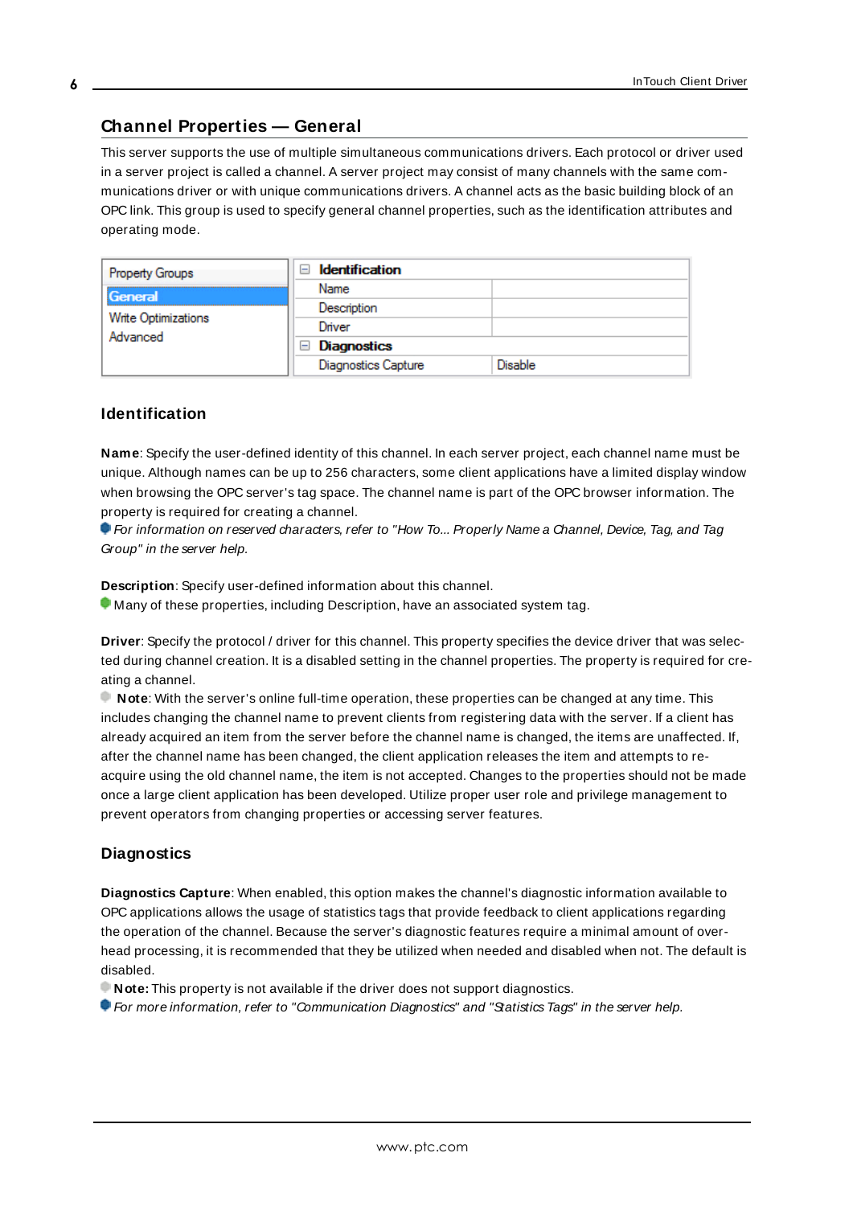## Channel Properties — General

This server supports the use of multiple simultaneous communications drivers. Each protocol or driver used in a server project is called a channel. A server project may consist of many channels with the same communications driver or with unique communications drivers. A channel acts as the basic building block of an OPC link. This group is used to specify general channel properties, such as the identification attributes and operating mode.

| Property Groups | Identification | |
|---|---|---|
| General | Name | |
| Write Optimizations | Description | |
| Advanced | Driver | |
| | Diagnostics | |
| | Diagnostics Capture | Disable |

### Identification

**Name**: Specify the user-defined identity of this channel. In each server project, each channel name must be unique. Although names can be up to 256 characters, some client applications have a limited display window when browsing the OPC server's tag space. The channel name is part of the OPC browser information. The property is required for creating a channel.

*For information on reserved characters, refer to "How To... Properly Name a Channel, Device, Tag, and Tag Group" in the server help.*

**Description**: Specify user-defined information about this channel.

Many of these properties, including Description, have an associated system tag.

**Driver**: Specify the protocol / driver for this channel. This property specifies the device driver that was selected during channel creation. It is a disabled setting in the channel properties. The property is required for creating a channel.

**Note**: With the server's online full-time operation, these properties can be changed at any time. This includes changing the channel name to prevent clients from registering data with the server. If a client has already acquired an item from the server before the channel name is changed, the items are unaffected. If, after the channel name has been changed, the client application releases the item and attempts to re-acquire using the old channel name, the item is not accepted. Changes to the properties should not be made once a large client application has been developed. Utilize proper user role and privilege management to prevent operators from changing properties or accessing server features.

### Diagnostics

**Diagnostics Capture**: When enabled, this option makes the channel's diagnostic information available to OPC applications allows the usage of statistics tags that provide feedback to client applications regarding the operation of the channel. Because the server's diagnostic features require a minimal amount of overhead processing, it is recommended that they be utilized when needed and disabled when not. The default is disabled.

**Note:** This property is not available if the driver does not support diagnostics.

*For more information, refer to "Communication Diagnostics" and "Statistics Tags" in the server help.*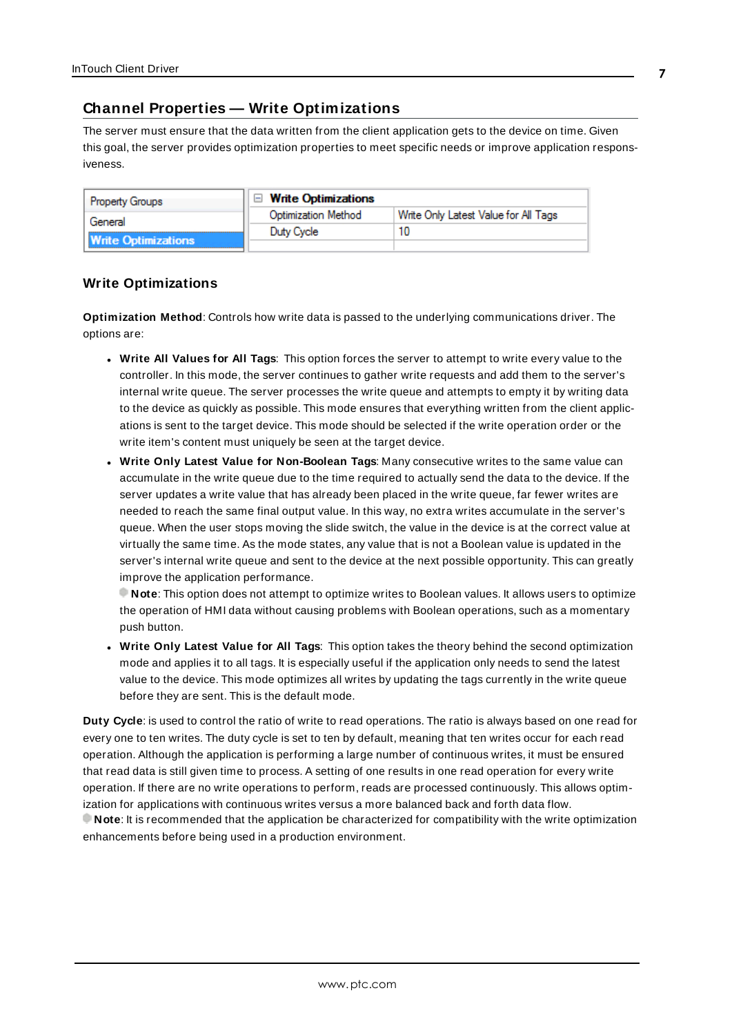## Channel Properties — Write Optimizations

The server must ensure that the data written from the client application gets to the device on time. Given this goal, the server provides optimization properties to meet specific needs or improve application responsiveness.

| Property Groups | Write Optimizations | |
|---|---|---|
| General | Optimization Method | Write Only Latest Value for All Tags |
| **Write Optimizations** | Duty Cycle | 10 |

### Write Optimizations

**Optimization Method**: Controls how write data is passed to the underlying communications driver. The options are:

- **Write All Values for All Tags**: This option forces the server to attempt to write every value to the controller. In this mode, the server continues to gather write requests and add them to the server's internal write queue. The server processes the write queue and attempts to empty it by writing data to the device as quickly as possible. This mode ensures that everything written from the client applications is sent to the target device. This mode should be selected if the write operation order or the write item's content must uniquely be seen at the target device.
- **Write Only Latest Value for Non-Boolean Tags**: Many consecutive writes to the same value can accumulate in the write queue due to the time required to actually send the data to the device. If the server updates a write value that has already been placed in the write queue, far fewer writes are needed to reach the same final output value. In this way, no extra writes accumulate in the server's queue. When the user stops moving the slide switch, the value in the device is at the correct value at virtually the same time. As the mode states, any value that is not a Boolean value is updated in the server's internal write queue and sent to the device at the next possible opportunity. This can greatly improve the application performance.
  **Note**: This option does not attempt to optimize writes to Boolean values. It allows users to optimize the operation of HMI data without causing problems with Boolean operations, such as a momentary push button.
- **Write Only Latest Value for All Tags**: This option takes the theory behind the second optimization mode and applies it to all tags. It is especially useful if the application only needs to send the latest value to the device. This mode optimizes all writes by updating the tags currently in the write queue before they are sent. This is the default mode.

**Duty Cycle**: is used to control the ratio of write to read operations. The ratio is always based on one read for every one to ten writes. The duty cycle is set to ten by default, meaning that ten writes occur for each read operation. Although the application is performing a large number of continuous writes, it must be ensured that read data is still given time to process. A setting of one results in one read operation for every write operation. If there are no write operations to perform, reads are processed continuously. This allows optimization for applications with continuous writes versus a more balanced back and forth data flow.
**Note**: It is recommended that the application be characterized for compatibility with the write optimization enhancements before being used in a production environment.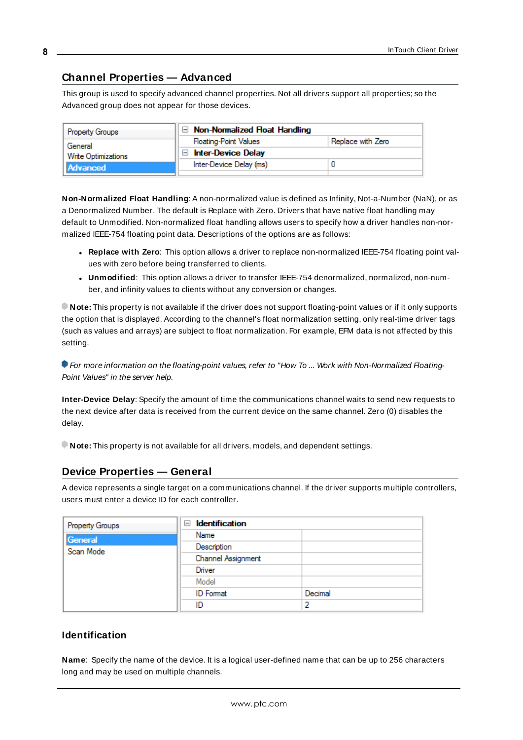## Channel Properties — Advanced

This group is used to specify advanced channel properties. Not all drivers support all properties; so the Advanced group does not appear for those devices.

| Property Groups | Non-Normalized Float Handling | |
|---|---|---|
| General | Floating-Point Values | Replace with Zero |
| Write Optimizations | **Inter-Device Delay** | |
| **Advanced** | Inter-Device Delay (ms) | 0 |

**Non-Normalized Float Handling**: A non-normalized value is defined as Infinity, Not-a-Number (NaN), or as a Denormalized Number. The default is Replace with Zero. Drivers that have native float handling may default to Unmodified. Non-normalized float handling allows users to specify how a driver handles non-normalized IEEE-754 floating point data. Descriptions of the options are as follows:

- **Replace with Zero**: This option allows a driver to replace non-normalized IEEE-754 floating point values with zero before being transferred to clients.
- **Unmodified**: This option allows a driver to transfer IEEE-754 denormalized, normalized, non-number, and infinity values to clients without any conversion or changes.

**Note:** This property is not available if the driver does not support floating-point values or if it only supports the option that is displayed. According to the channel's float normalization setting, only real-time driver tags (such as values and arrays) are subject to float normalization. For example, EFM data is not affected by this setting.

*For more information on the floating-point values, refer to "How To ... Work with Non-Normalized Floating-Point Values" in the server help.*

**Inter-Device Delay**: Specify the amount of time the communications channel waits to send new requests to the next device after data is received from the current device on the same channel. Zero (0) disables the delay.

**Note:** This property is not available for all drivers, models, and dependent settings.

## Device Properties — General

A device represents a single target on a communications channel. If the driver supports multiple controllers, users must enter a device ID for each controller.

| Property Groups | Identification | |
|---|---|---|
| **General** | Name | |
| Scan Mode | Description | |
| | Channel Assignment | |
| | Driver | |
| | Model | |
| | ID Format | Decimal |
| | ID | 2 |

### Identification

**Name**: Specify the name of the device. It is a logical user-defined name that can be up to 256 characters long and may be used on multiple channels.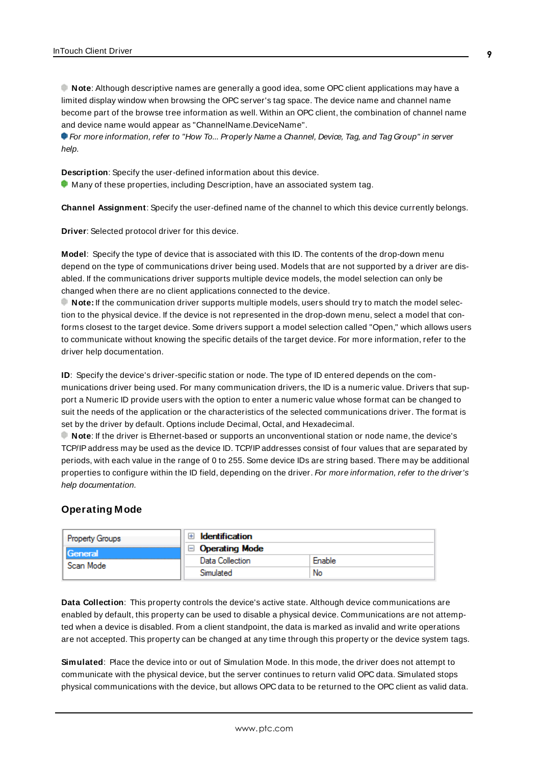**Note**: Although descriptive names are generally a good idea, some OPC client applications may have a limited display window when browsing the OPC server's tag space. The device name and channel name become part of the browse tree information as well. Within an OPC client, the combination of channel name and device name would appear as "ChannelName.DeviceName".

*For more information, refer to "How To... Properly Name a Channel, Device, Tag, and Tag Group" in server help.*

**Description**: Specify the user-defined information about this device.

Many of these properties, including Description, have an associated system tag.

**Channel Assignment**: Specify the user-defined name of the channel to which this device currently belongs.

**Driver**: Selected protocol driver for this device.

**Model**: Specify the type of device that is associated with this ID. The contents of the drop-down menu depend on the type of communications driver being used. Models that are not supported by a driver are disabled. If the communications driver supports multiple device models, the model selection can only be changed when there are no client applications connected to the device.

**Note:** If the communication driver supports multiple models, users should try to match the model selection to the physical device. If the device is not represented in the drop-down menu, select a model that conforms closest to the target device. Some drivers support a model selection called "Open," which allows users to communicate without knowing the specific details of the target device. For more information, refer to the driver help documentation.

**ID**: Specify the device's driver-specific station or node. The type of ID entered depends on the communications driver being used. For many communication drivers, the ID is a numeric value. Drivers that support a Numeric ID provide users with the option to enter a numeric value whose format can be changed to suit the needs of the application or the characteristics of the selected communications driver. The format is set by the driver by default. Options include Decimal, Octal, and Hexadecimal.

**Note**: If the driver is Ethernet-based or supports an unconventional station or node name, the device's TCP/IP address may be used as the device ID. TCP/IP addresses consist of four values that are separated by periods, with each value in the range of 0 to 255. Some device IDs are string based. There may be additional properties to configure within the ID field, depending on the driver. *For more information, refer to the driver's help documentation.*

## Operating Mode

| Property Groups | | |
|---|---|---|
| General | ⊞ **Identification** | |
| Scan Mode | ⊟ **Operating Mode** | |
| | Data Collection | Enable |
| | Simulated | No |

**Data Collection**: This property controls the device's active state. Although device communications are enabled by default, this property can be used to disable a physical device. Communications are not attempted when a device is disabled. From a client standpoint, the data is marked as invalid and write operations are not accepted. This property can be changed at any time through this property or the device system tags.

**Simulated**: Place the device into or out of Simulation Mode. In this mode, the driver does not attempt to communicate with the physical device, but the server continues to return valid OPC data. Simulated stops physical communications with the device, but allows OPC data to be returned to the OPC client as valid data.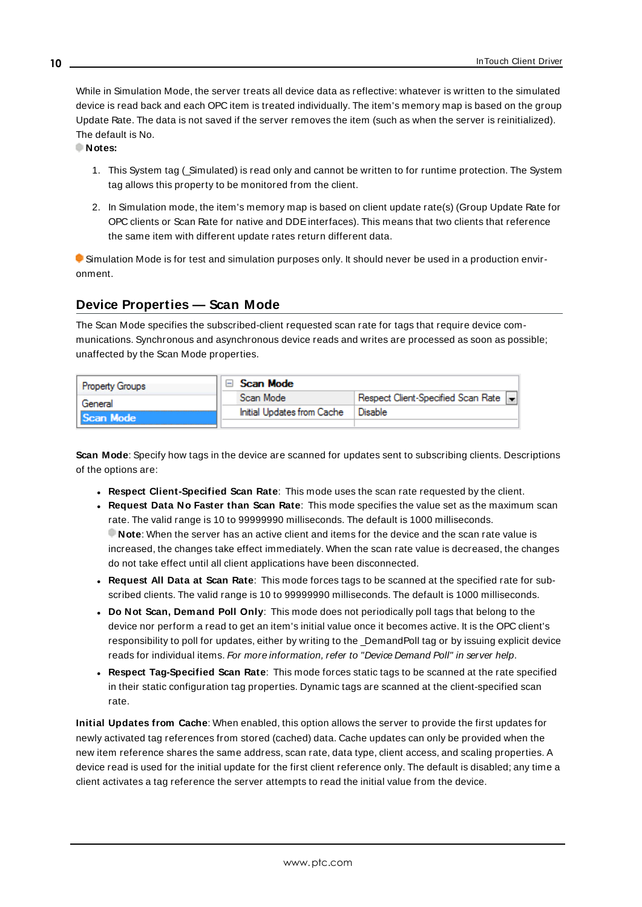While in Simulation Mode, the server treats all device data as reflective: whatever is written to the simulated device is read back and each OPC item is treated individually. The item's memory map is based on the group Update Rate. The data is not saved if the server removes the item (such as when the server is reinitialized). The default is No.

**Notes:**

1. This System tag (_Simulated) is read only and cannot be written to for runtime protection. The System tag allows this property to be monitored from the client.
2. In Simulation mode, the item's memory map is based on client update rate(s) (Group Update Rate for OPC clients or Scan Rate for native and DDE interfaces). This means that two clients that reference the same item with different update rates return different data.

Simulation Mode is for test and simulation purposes only. It should never be used in a production environment.

## Device Properties — Scan Mode

The Scan Mode specifies the subscribed-client requested scan rate for tags that require device communications. Synchronous and asynchronous device reads and writes are processed as soon as possible; unaffected by the Scan Mode properties.

| Property Groups | Scan Mode | |
|---|---|---|
| General | Scan Mode | Respect Client-Specified Scan Rate |
| Scan Mode | Initial Updates from Cache | Disable |

**Scan Mode**: Specify how tags in the device are scanned for updates sent to subscribing clients. Descriptions of the options are:

- **Respect Client-Specified Scan Rate**: This mode uses the scan rate requested by the client.
- **Request Data No Faster than Scan Rate**: This mode specifies the value set as the maximum scan rate. The valid range is 10 to 99999990 milliseconds. The default is 1000 milliseconds.
  **Note**: When the server has an active client and items for the device and the scan rate value is increased, the changes take effect immediately. When the scan rate value is decreased, the changes do not take effect until all client applications have been disconnected.
- **Request All Data at Scan Rate**: This mode forces tags to be scanned at the specified rate for subscribed clients. The valid range is 10 to 99999990 milliseconds. The default is 1000 milliseconds.
- **Do Not Scan, Demand Poll Only**: This mode does not periodically poll tags that belong to the device nor perform a read to get an item's initial value once it becomes active. It is the OPC client's responsibility to poll for updates, either by writing to the _DemandPoll tag or by issuing explicit device reads for individual items. *For more information, refer to "Device Demand Poll" in server help*.
- **Respect Tag-Specified Scan Rate**: This mode forces static tags to be scanned at the rate specified in their static configuration tag properties. Dynamic tags are scanned at the client-specified scan rate.

**Initial Updates from Cache**: When enabled, this option allows the server to provide the first updates for newly activated tag references from stored (cached) data. Cache updates can only be provided when the new item reference shares the same address, scan rate, data type, client access, and scaling properties. A device read is used for the initial update for the first client reference only. The default is disabled; any time a client activates a tag reference the server attempts to read the initial value from the device.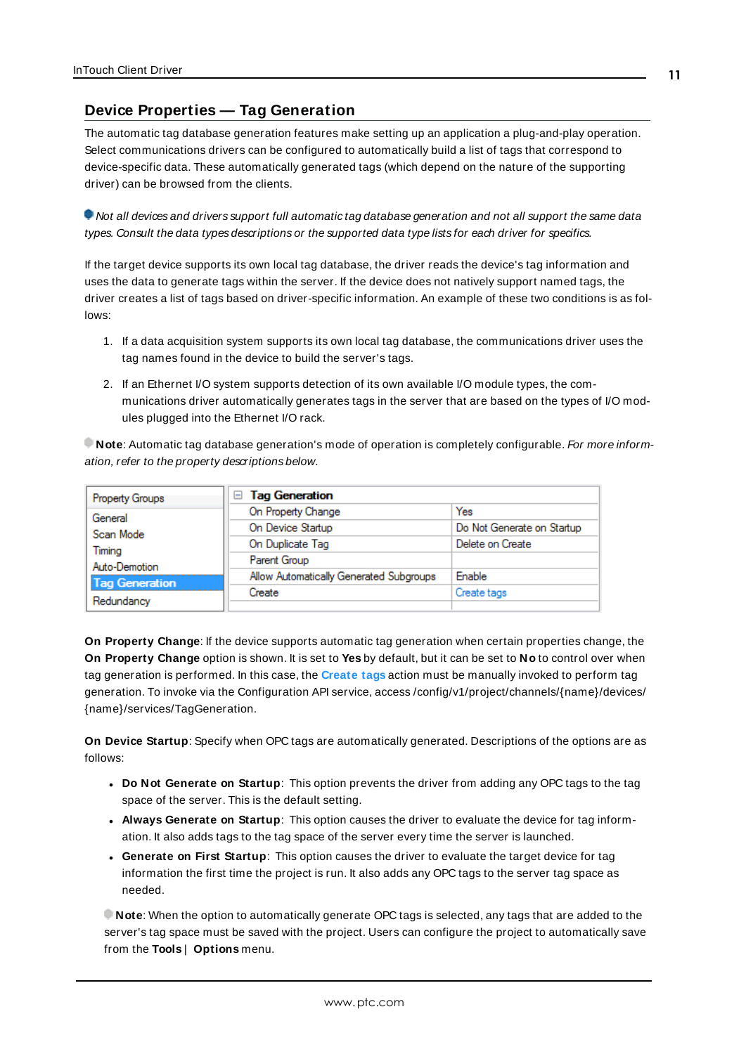## Device Properties — Tag Generation

The automatic tag database generation features make setting up an application a plug-and-play operation. Select communications drivers can be configured to automatically build a list of tags that correspond to device-specific data. These automatically generated tags (which depend on the nature of the supporting driver) can be browsed from the clients.

*Not all devices and drivers support full automatic tag database generation and not all support the same data types. Consult the data types descriptions or the supported data type lists for each driver for specifics.*

If the target device supports its own local tag database, the driver reads the device's tag information and uses the data to generate tags within the server. If the device does not natively support named tags, the driver creates a list of tags based on driver-specific information. An example of these two conditions is as follows:

1. If a data acquisition system supports its own local tag database, the communications driver uses the tag names found in the device to build the server's tags.
2. If an Ethernet I/O system supports detection of its own available I/O module types, the communications driver automatically generates tags in the server that are based on the types of I/O modules plugged into the Ethernet I/O rack.

**Note**: Automatic tag database generation's mode of operation is completely configurable. *For more information, refer to the property descriptions below.*

| Property Groups | Tag Generation | |
|---|---|---|
| General | On Property Change | Yes |
| Scan Mode | On Device Startup | Do Not Generate on Startup |
| Timing | On Duplicate Tag | Delete on Create |
| Auto-Demotion | Parent Group | |
| **Tag Generation** | Allow Automatically Generated Subgroups | Enable |
| Redundancy | Create | Create tags |

**On Property Change**: If the device supports automatic tag generation when certain properties change, the **On Property Change** option is shown. It is set to **Yes** by default, but it can be set to **No** to control over when tag generation is performed. In this case, the **Create tags** action must be manually invoked to perform tag generation. To invoke via the Configuration API service, access /config/v1/project/channels/{name}/devices/{name}/services/TagGeneration.

**On Device Startup**: Specify when OPC tags are automatically generated. Descriptions of the options are as follows:

- **Do Not Generate on Startup**: This option prevents the driver from adding any OPC tags to the tag space of the server. This is the default setting.
- **Always Generate on Startup**: This option causes the driver to evaluate the device for tag information. It also adds tags to the tag space of the server every time the server is launched.
- **Generate on First Startup**: This option causes the driver to evaluate the target device for tag information the first time the project is run. It also adds any OPC tags to the server tag space as needed.

**Note**: When the option to automatically generate OPC tags is selected, any tags that are added to the server's tag space must be saved with the project. Users can configure the project to automatically save from the **Tools** | **Options** menu.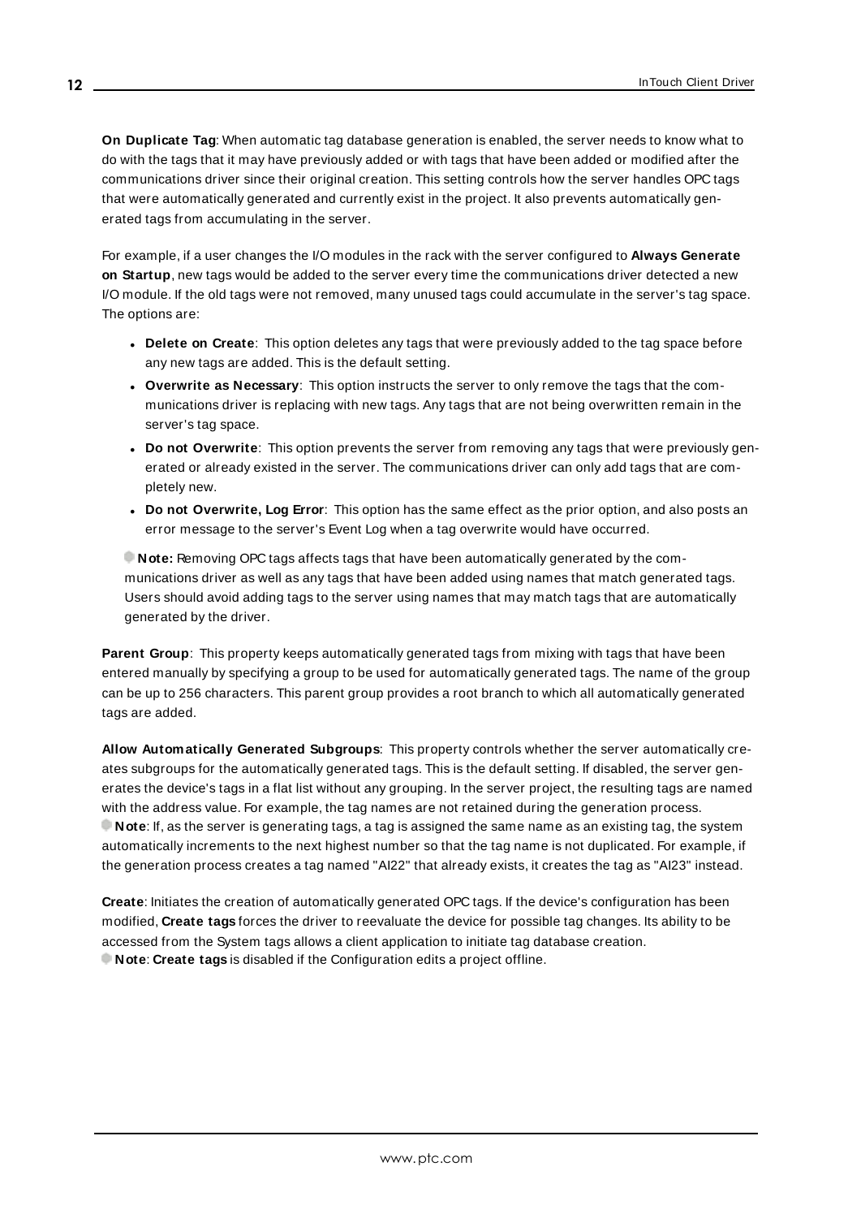**On Duplicate Tag**: When automatic tag database generation is enabled, the server needs to know what to do with the tags that it may have previously added or with tags that have been added or modified after the communications driver since their original creation. This setting controls how the server handles OPC tags that were automatically generated and currently exist in the project. It also prevents automatically generated tags from accumulating in the server.

For example, if a user changes the I/O modules in the rack with the server configured to **Always Generate on Startup**, new tags would be added to the server every time the communications driver detected a new I/O module. If the old tags were not removed, many unused tags could accumulate in the server's tag space. The options are:

- **Delete on Create**: This option deletes any tags that were previously added to the tag space before any new tags are added. This is the default setting.
- **Overwrite as Necessary**: This option instructs the server to only remove the tags that the communications driver is replacing with new tags. Any tags that are not being overwritten remain in the server's tag space.
- **Do not Overwrite**: This option prevents the server from removing any tags that were previously generated or already existed in the server. The communications driver can only add tags that are completely new.
- **Do not Overwrite, Log Error**: This option has the same effect as the prior option, and also posts an error message to the server's Event Log when a tag overwrite would have occurred.

**Note:** Removing OPC tags affects tags that have been automatically generated by the communications driver as well as any tags that have been added using names that match generated tags. Users should avoid adding tags to the server using names that may match tags that are automatically generated by the driver.

**Parent Group**: This property keeps automatically generated tags from mixing with tags that have been entered manually by specifying a group to be used for automatically generated tags. The name of the group can be up to 256 characters. This parent group provides a root branch to which all automatically generated tags are added.

**Allow Automatically Generated Subgroups**: This property controls whether the server automatically creates subgroups for the automatically generated tags. This is the default setting. If disabled, the server generates the device's tags in a flat list without any grouping. In the server project, the resulting tags are named with the address value. For example, the tag names are not retained during the generation process.
**Note**: If, as the server is generating tags, a tag is assigned the same name as an existing tag, the system automatically increments to the next highest number so that the tag name is not duplicated. For example, if the generation process creates a tag named "AI22" that already exists, it creates the tag as "AI23" instead.

**Create**: Initiates the creation of automatically generated OPC tags. If the device's configuration has been modified, **Create tags** forces the driver to reevaluate the device for possible tag changes. Its ability to be accessed from the System tags allows a client application to initiate tag database creation.
**Note**: **Create tags** is disabled if the Configuration edits a project offline.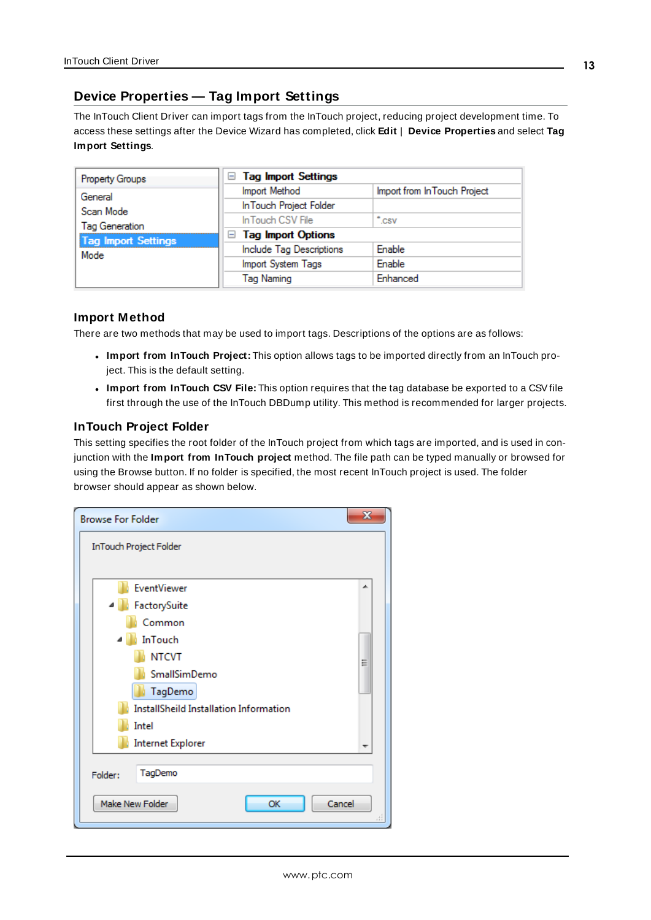## Device Properties — Tag Import Settings

The InTouch Client Driver can import tags from the InTouch project, reducing project development time. To access these settings after the Device Wizard has completed, click **Edit** | **Device Properties** and select **Tag Import Settings**.

### Import Method

There are two methods that may be used to import tags. Descriptions of the options are as follows:

- **Import from InTouch Project:** This option allows tags to be imported directly from an InTouch project. This is the default setting.
- **Import from InTouch CSV File:** This option requires that the tag database be exported to a CSV file first through the use of the InTouch DBDump utility. This method is recommended for larger projects.

### InTouch Project Folder

This setting specifies the root folder of the InTouch project from which tags are imported, and is used in conjunction with the **Import from InTouch project** method. The file path can be typed manually or browsed for using the Browse button. If no folder is specified, the most recent InTouch project is used. The folder browser should appear as shown below.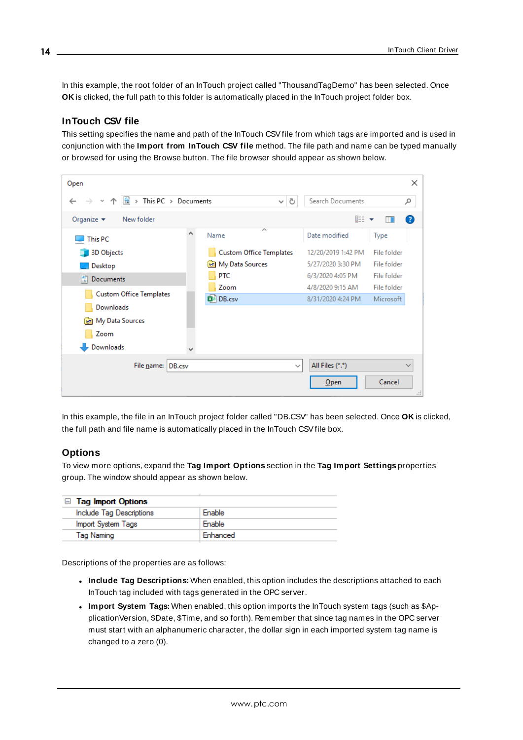In this example, the root folder of an InTouch project called "ThousandTagDemo" has been selected. Once **OK** is clicked, the full path to this folder is automatically placed in the InTouch project folder box.

### InTouch CSV file

This setting specifies the name and path of the InTouch CSV file from which tags are imported and is used in conjunction with the **Import from InTouch CSV file** method. The file path and name can be typed manually or browsed for using the Browse button. The file browser should appear as shown below.

In this example, the file in an InTouch project folder called "DB.CSV" has been selected. Once **OK** is clicked, the full path and file name is automatically placed in the InTouch CSV file box.

## Options

To view more options, expand the **Tag Import Options** section in the **Tag Import Settings** properties group. The window should appear as shown below.

| Tag Import Options | |
|---|---|
| Include Tag Descriptions | Enable |
| Import System Tags | Enable |
| Tag Naming | Enhanced |

Descriptions of the properties are as follows:

- **Include Tag Descriptions:** When enabled, this option includes the descriptions attached to each InTouch tag included with tags generated in the OPC server.
- **Import System Tags:** When enabled, this option imports the InTouch system tags (such as $ApplicationVersion, $Date, $Time, and so forth). Remember that since tag names in the OPC server must start with an alphanumeric character, the dollar sign in each imported system tag name is changed to a zero (0).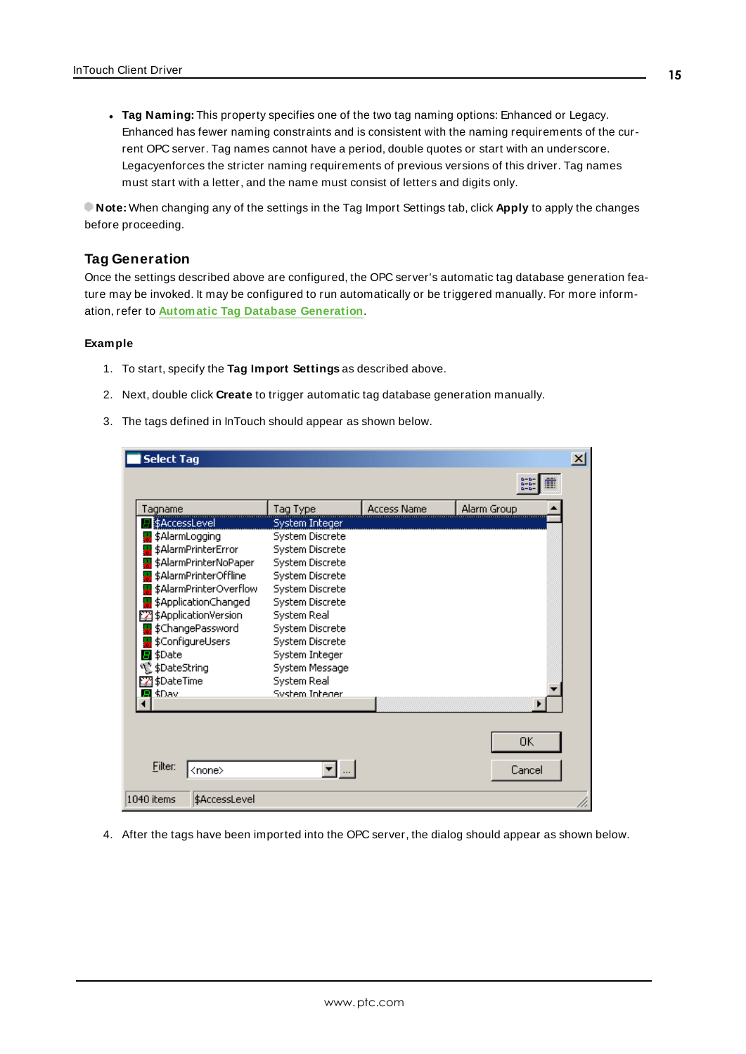- **Tag Naming:** This property specifies one of the two tag naming options: Enhanced or Legacy. Enhanced has fewer naming constraints and is consistent with the naming requirements of the current OPC server. Tag names cannot have a period, double quotes or start with an underscore. Legacyenforces the stricter naming requirements of previous versions of this driver. Tag names must start with a letter, and the name must consist of letters and digits only.

**Note:** When changing any of the settings in the Tag Import Settings tab, click **Apply** to apply the changes before proceeding.

## Tag Generation

Once the settings described above are configured, the OPC server's automatic tag database generation feature may be invoked. It may be configured to run automatically or be triggered manually. For more information, refer to **Automatic Tag Database Generation**.

### Example

1. To start, specify the **Tag Import Settings** as described above.
2. Next, double click **Create** to trigger automatic tag database generation manually.
3. The tags defined in InTouch should appear as shown below.

4. After the tags have been imported into the OPC server, the dialog should appear as shown below.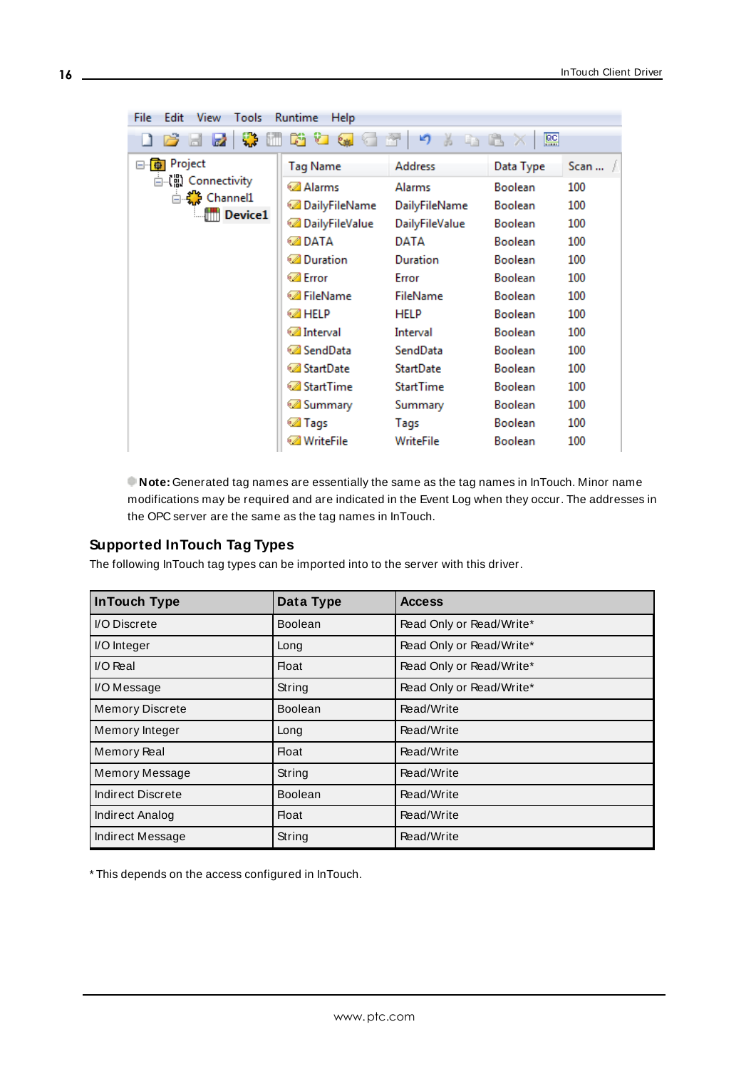| Tag Name | Address | Data Type | Scan ... |
|---|---|---|---|
| Alarms | Alarms | Boolean | 100 |
| DailyFileName | DailyFileName | Boolean | 100 |
| DailyFileValue | DailyFileValue | Boolean | 100 |
| DATA | DATA | Boolean | 100 |
| Duration | Duration | Boolean | 100 |
| Error | Error | Boolean | 100 |
| FileName | FileName | Boolean | 100 |
| HELP | HELP | Boolean | 100 |
| Interval | Interval | Boolean | 100 |
| SendData | SendData | Boolean | 100 |
| StartDate | StartDate | Boolean | 100 |
| StartTime | StartTime | Boolean | 100 |
| Summary | Summary | Boolean | 100 |
| Tags | Tags | Boolean | 100 |
| WriteFile | WriteFile | Boolean | 100 |

**Note:** Generated tag names are essentially the same as the tag names in InTouch. Minor name modifications may be required and are indicated in the Event Log when they occur. The addresses in the OPC server are the same as the tag names in InTouch.

## Supported InTouch Tag Types

The following InTouch tag types can be imported into to the server with this driver.

| InTouch Type | Data Type | Access |
|---|---|---|
| I/O Discrete | Boolean | Read Only or Read/Write* |
| I/O Integer | Long | Read Only or Read/Write* |
| I/O Real | Float | Read Only or Read/Write* |
| I/O Message | String | Read Only or Read/Write* |
| Memory Discrete | Boolean | Read/Write |
| Memory Integer | Long | Read/Write |
| Memory Real | Float | Read/Write |
| Memory Message | String | Read/Write |
| Indirect Discrete | Boolean | Read/Write |
| Indirect Analog | Float | Read/Write |
| Indirect Message | String | Read/Write |

* This depends on the access configured in InTouch.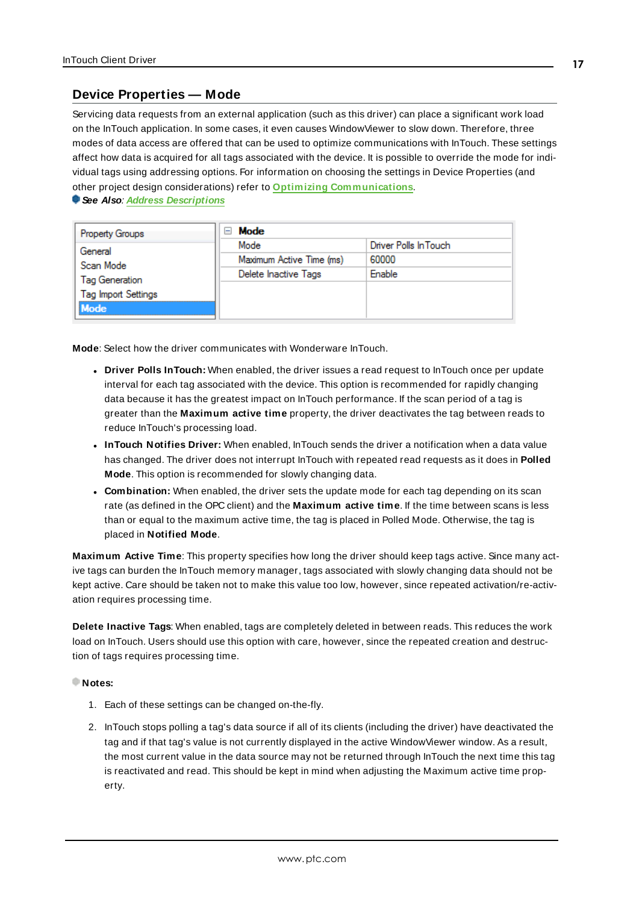## Device Properties — Mode

Servicing data requests from an external application (such as this driver) can place a significant work load on the InTouch application. In some cases, it even causes WindowViewer to slow down. Therefore, three modes of data access are offered that can be used to optimize communications with InTouch. These settings affect how data is acquired for all tags associated with the device. It is possible to override the mode for individual tags using addressing options. For information on choosing the settings in Device Properties (and other project design considerations) refer to **Optimizing Communications**.

***See Also***: ***Address Descriptions***

| Property Groups | Mode | |
|---|---|---|
| General | Mode | Driver Polls InTouch |
| Scan Mode | Maximum Active Time (ms) | 60000 |
| Tag Generation | Delete Inactive Tags | Enable |
| Tag Import Settings | | |
| Mode | | |

**Mode**: Select how the driver communicates with Wonderware InTouch.

- **Driver Polls InTouch:** When enabled, the driver issues a read request to InTouch once per update interval for each tag associated with the device. This option is recommended for rapidly changing data because it has the greatest impact on InTouch performance. If the scan period of a tag is greater than the **Maximum active time** property, the driver deactivates the tag between reads to reduce InTouch's processing load.
- **InTouch Notifies Driver:** When enabled, InTouch sends the driver a notification when a data value has changed. The driver does not interrupt InTouch with repeated read requests as it does in **Polled Mode**. This option is recommended for slowly changing data.
- **Combination:** When enabled, the driver sets the update mode for each tag depending on its scan rate (as defined in the OPC client) and the **Maximum active time**. If the time between scans is less than or equal to the maximum active time, the tag is placed in Polled Mode. Otherwise, the tag is placed in **Notified Mode**.

**Maximum Active Time**: This property specifies how long the driver should keep tags active. Since many active tags can burden the InTouch memory manager, tags associated with slowly changing data should not be kept active. Care should be taken not to make this value too low, however, since repeated activation/re-activation requires processing time.

**Delete Inactive Tags**: When enabled, tags are completely deleted in between reads. This reduces the work load on InTouch. Users should use this option with care, however, since the repeated creation and destruction of tags requires processing time.

**Notes:**

1. Each of these settings can be changed on-the-fly.
2. InTouch stops polling a tag's data source if all of its clients (including the driver) have deactivated the tag and if that tag's value is not currently displayed in the active WindowViewer window. As a result, the most current value in the data source may not be returned through InTouch the next time this tag is reactivated and read. This should be kept in mind when adjusting the Maximum active time property.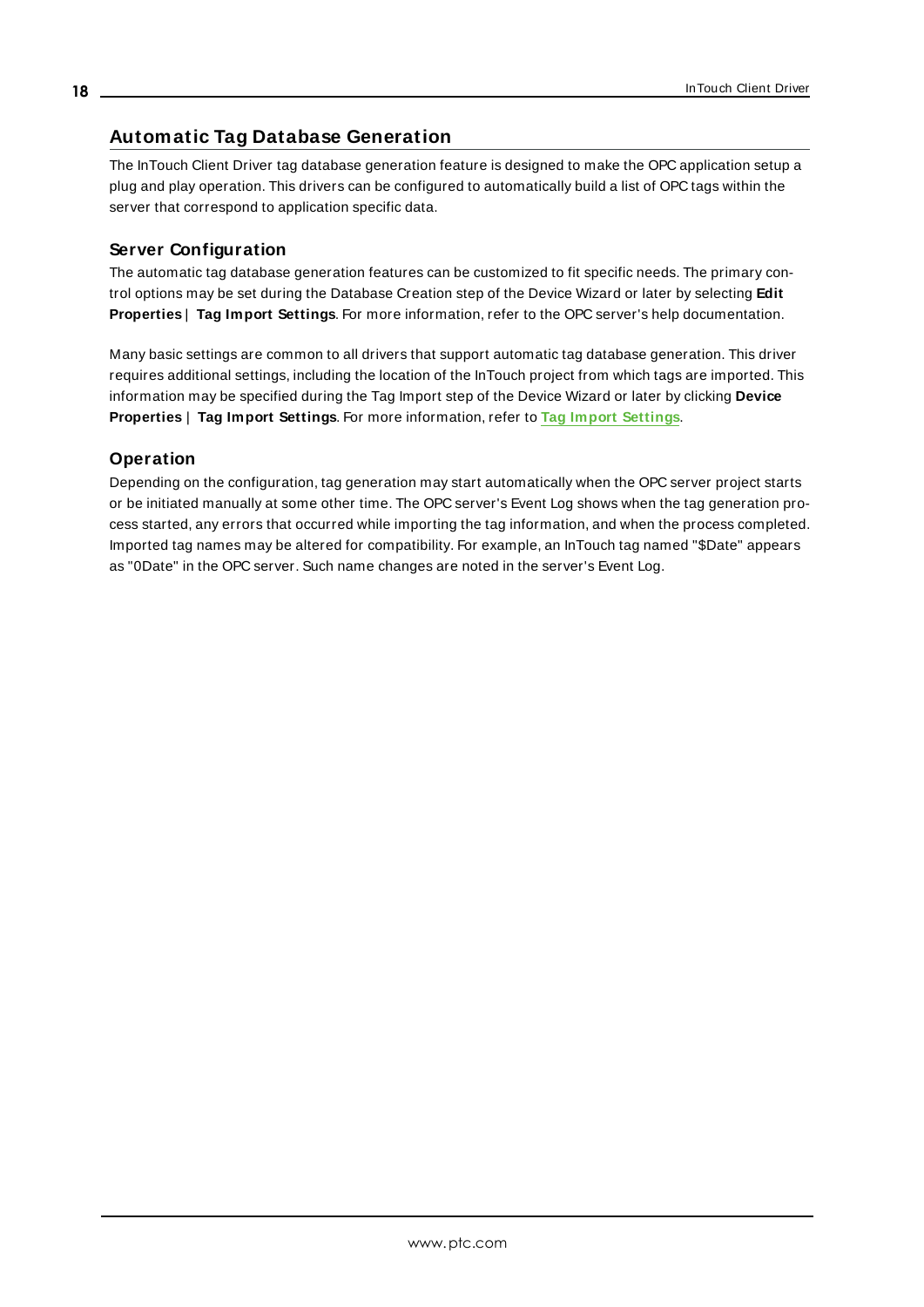# Automatic Tag Database Generation

The InTouch Client Driver tag database generation feature is designed to make the OPC application setup a plug and play operation. This drivers can be configured to automatically build a list of OPC tags within the server that correspond to application specific data.

## Server Configuration

The automatic tag database generation features can be customized to fit specific needs. The primary control options may be set during the Database Creation step of the Device Wizard or later by selecting **Edit Properties | Tag Import Settings**. For more information, refer to the OPC server's help documentation.

Many basic settings are common to all drivers that support automatic tag database generation. This driver requires additional settings, including the location of the InTouch project from which tags are imported. This information may be specified during the Tag Import step of the Device Wizard or later by clicking **Device Properties | Tag Import Settings**. For more information, refer to **Tag Import Settings**.

## Operation

Depending on the configuration, tag generation may start automatically when the OPC server project starts or be initiated manually at some other time. The OPC server's Event Log shows when the tag generation process started, any errors that occurred while importing the tag information, and when the process completed. Imported tag names may be altered for compatibility. For example, an InTouch tag named "$Date" appears as "0Date" in the OPC server. Such name changes are noted in the server's Event Log.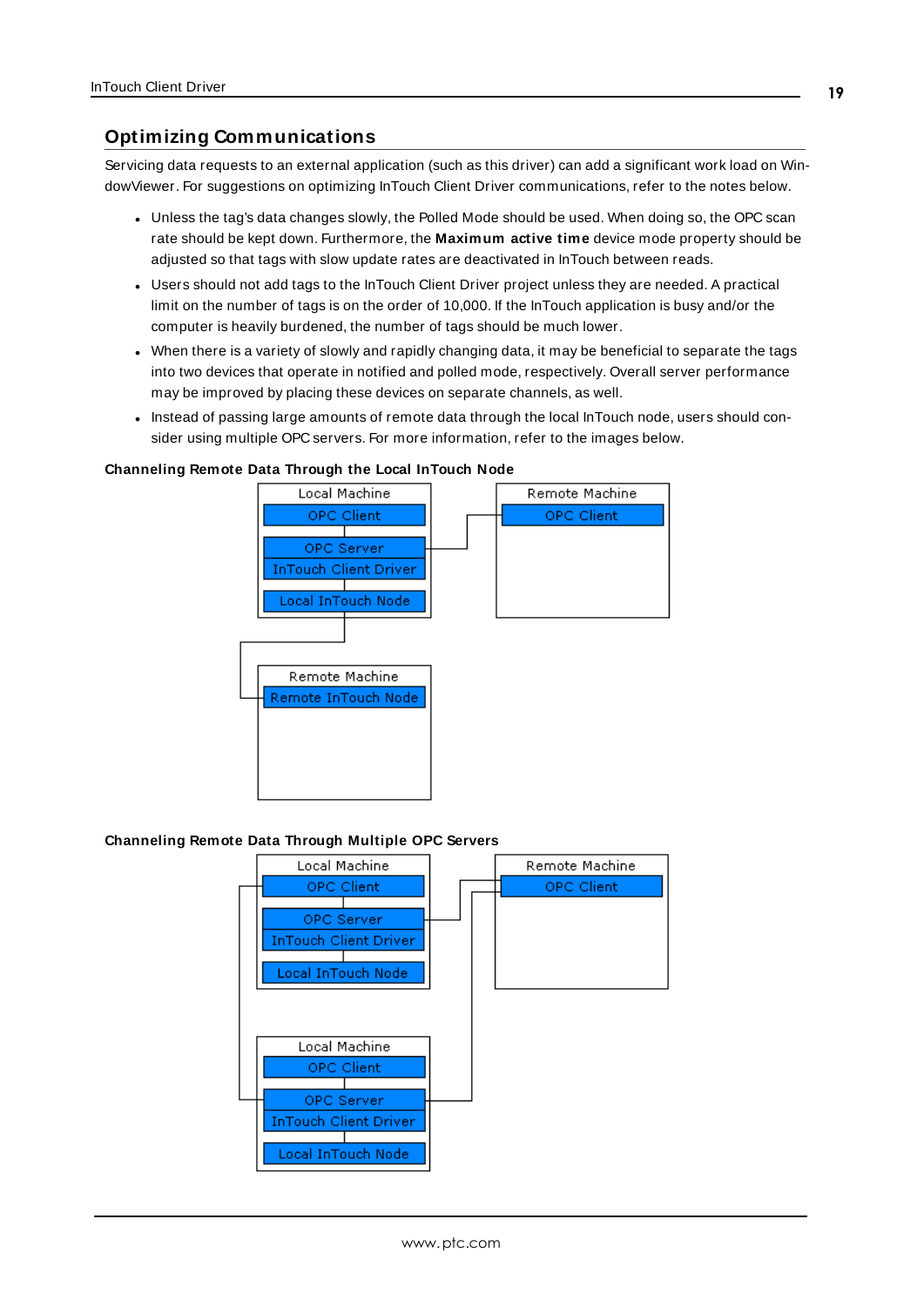## Optimizing Communications

Servicing data requests to an external application (such as this driver) can add a significant work load on WindowViewer. For suggestions on optimizing InTouch Client Driver communications, refer to the notes below.

- Unless the tag's data changes slowly, the Polled Mode should be used. When doing so, the OPC scan rate should be kept down. Furthermore, the **Maximum active time** device mode property should be adjusted so that tags with slow update rates are deactivated in InTouch between reads.
- Users should not add tags to the InTouch Client Driver project unless they are needed. A practical limit on the number of tags is on the order of 10,000. If the InTouch application is busy and/or the computer is heavily burdened, the number of tags should be much lower.
- When there is a variety of slowly and rapidly changing data, it may be beneficial to separate the tags into two devices that operate in notified and polled mode, respectively. Overall server performance may be improved by placing these devices on separate channels, as well.
- Instead of passing large amounts of remote data through the local InTouch node, users should consider using multiple OPC servers. For more information, refer to the images below.

**Channeling Remote Data Through the Local InTouch Node**

Local Machine: OPC Client; OPC Server; InTouch Client Driver; Local InTouch Node

Remote Machine: OPC Client

Remote Machine: Remote InTouch Node

**Channeling Remote Data Through Multiple OPC Servers**

Local Machine: OPC Client; OPC Server; InTouch Client Driver; Local InTouch Node

Remote Machine: OPC Client

Local Machine: OPC Client; OPC Server; InTouch Client Driver; Local InTouch Node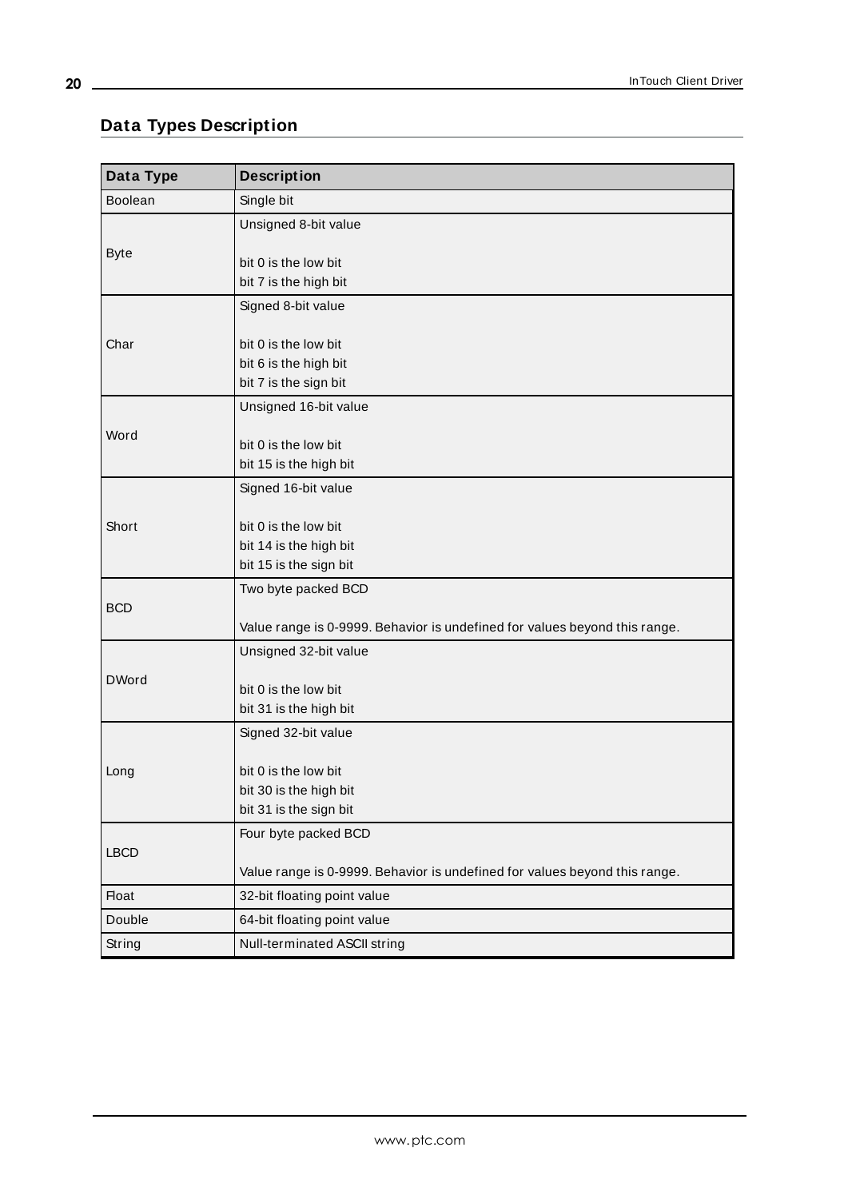## Data Types Description

| Data Type | Description |
|---|---|
| Boolean | Single bit |
| Byte | Unsigned 8-bit value<br><br>bit 0 is the low bit<br>bit 7 is the high bit |
| Char | Signed 8-bit value<br><br>bit 0 is the low bit<br>bit 6 is the high bit<br>bit 7 is the sign bit |
| Word | Unsigned 16-bit value<br><br>bit 0 is the low bit<br>bit 15 is the high bit |
| Short | Signed 16-bit value<br><br>bit 0 is the low bit<br>bit 14 is the high bit<br>bit 15 is the sign bit |
| BCD | Two byte packed BCD<br><br>Value range is 0-9999. Behavior is undefined for values beyond this range. |
| DWord | Unsigned 32-bit value<br><br>bit 0 is the low bit<br>bit 31 is the high bit |
| Long | Signed 32-bit value<br><br>bit 0 is the low bit<br>bit 30 is the high bit<br>bit 31 is the sign bit |
| LBCD | Four byte packed BCD<br><br>Value range is 0-9999. Behavior is undefined for values beyond this range. |
| Float | 32-bit floating point value |
| Double | 64-bit floating point value |
| String | Null-terminated ASCII string |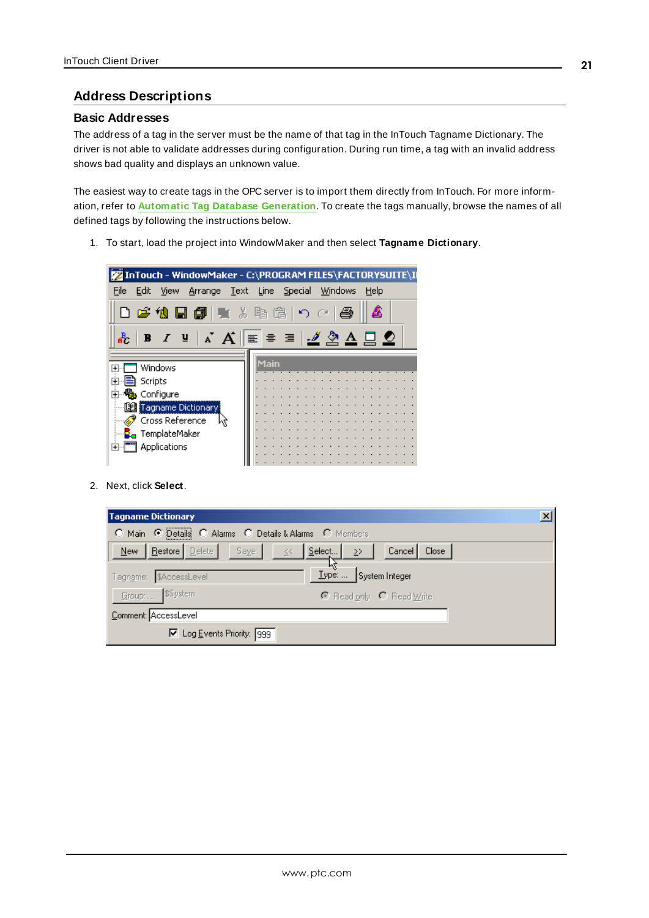## Address Descriptions

### Basic Addresses

The address of a tag in the server must be the name of that tag in the InTouch Tagname Dictionary. The driver is not able to validate addresses during configuration. During run time, a tag with an invalid address shows bad quality and displays an unknown value.

The easiest way to create tags in the OPC server is to import them directly from InTouch. For more information, refer to **Automatic Tag Database Generation**. To create the tags manually, browse the names of all defined tags by following the instructions below.

1. To start, load the project into WindowMaker and then select **Tagname Dictionary**.

2. Next, click **Select**.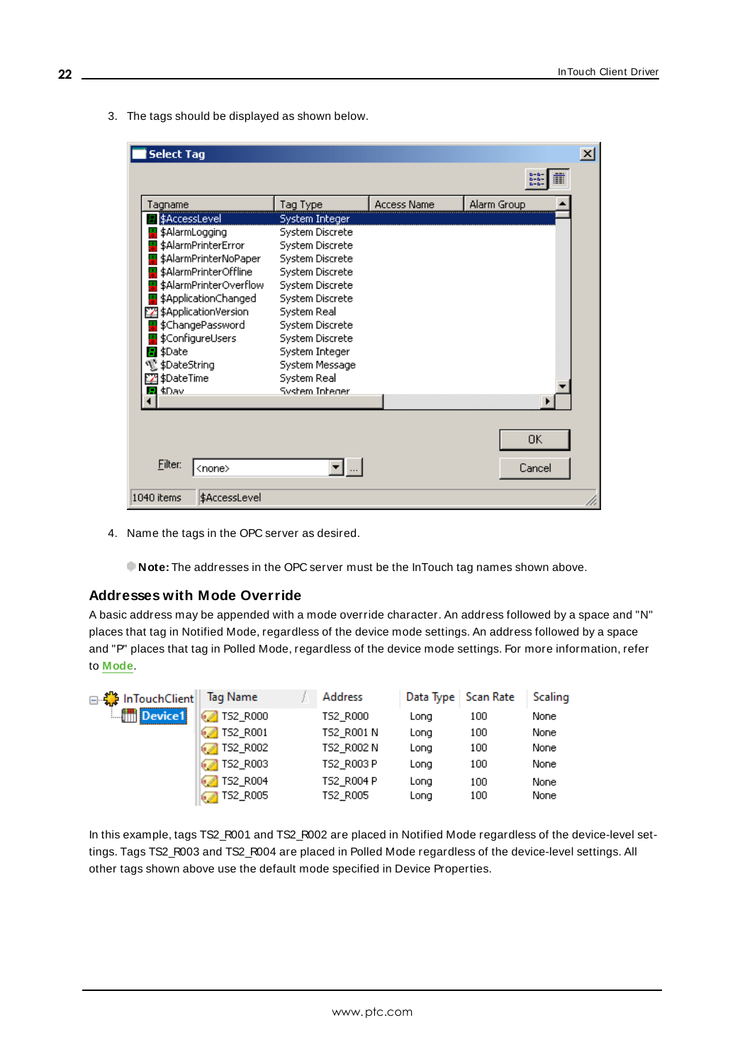3. The tags should be displayed as shown below.

| Tagname | Tag Type | Access Name | Alarm Group |
|---|---|---|---|
| $AccessLevel | System Integer | | |
| $AlarmLogging | System Discrete | | |
| $AlarmPrinterError | System Discrete | | |
| $AlarmPrinterNoPaper | System Discrete | | |
| $AlarmPrinterOffline | System Discrete | | |
| $AlarmPrinterOverflow | System Discrete | | |
| $ApplicationChanged | System Discrete | | |
| $ApplicationVersion | System Real | | |
| $ChangePassword | System Discrete | | |
| $ConfigureUsers | System Discrete | | |
| $Date | System Integer | | |
| $DateString | System Message | | |
| $DateTime | System Real | | |
| $Day | System Integer | | |

4. Name the tags in the OPC server as desired.

**Note:** The addresses in the OPC server must be the InTouch tag names shown above.

## Addresses with Mode Override

A basic address may be appended with a mode override character. An address followed by a space and "N" places that tag in Notified Mode, regardless of the device mode settings. An address followed by a space and "P" places that tag in Polled Mode, regardless of the device mode settings. For more information, refer to **Mode**.

| Tag Name | Address | Data Type | Scan Rate | Scaling |
|---|---|---|---|---|
| TS2_R000 | TS2_R000 | Long | 100 | None |
| TS2_R001 | TS2_R001 N | Long | 100 | None |
| TS2_R002 | TS2_R002 N | Long | 100 | None |
| TS2_R003 | TS2_R003 P | Long | 100 | None |
| TS2_R004 | TS2_R004 P | Long | 100 | None |
| TS2_R005 | TS2_R005 | Long | 100 | None |

In this example, tags TS2_R001 and TS2_R002 are placed in Notified Mode regardless of the device-level settings. Tags TS2_R003 and TS2_R004 are placed in Polled Mode regardless of the device-level settings. All other tags shown above use the default mode specified in Device Properties.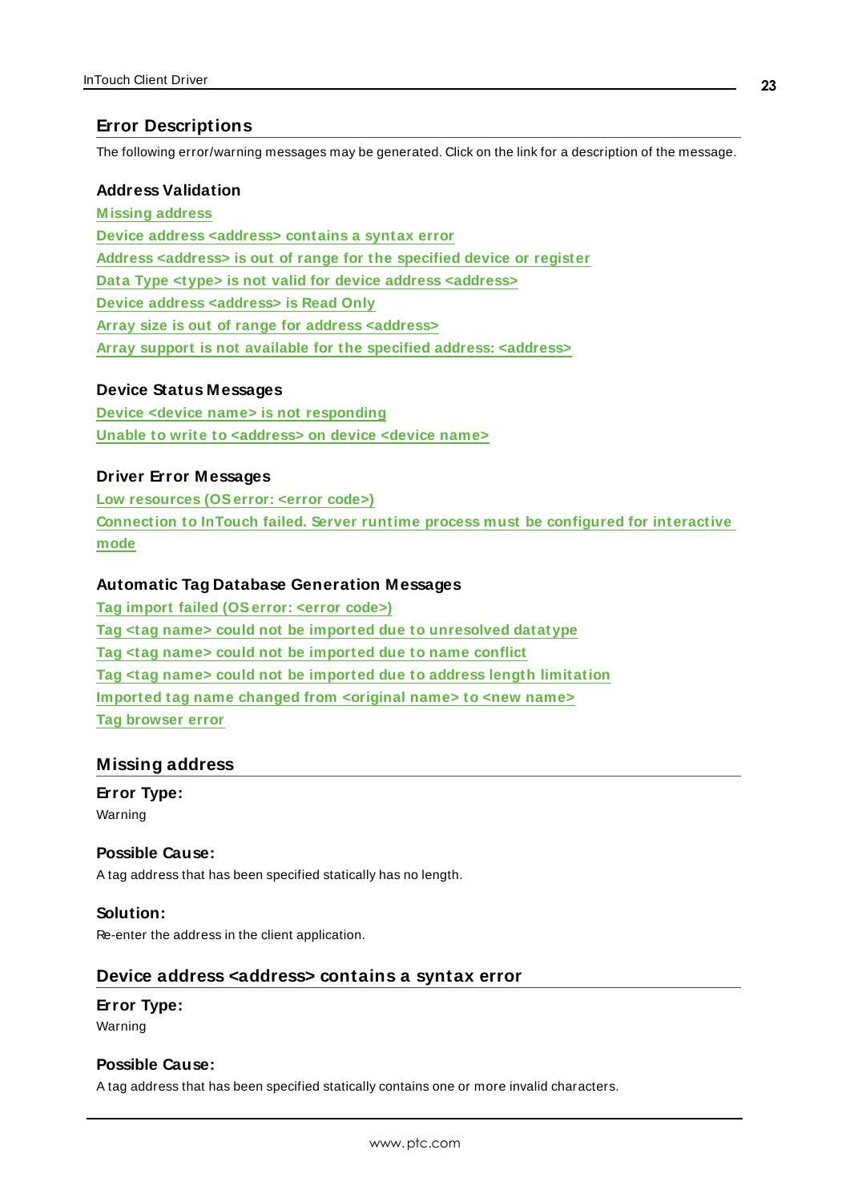## Error Descriptions

The following error/warning messages may be generated. Click on the link for a description of the message.

### Address Validation

Missing address
Device address <address> contains a syntax error
Address <address> is out of range for the specified device or register
Data Type <type> is not valid for device address <address>
Device address <address> is Read Only
Array size is out of range for address <address>
Array support is not available for the specified address: <address>

### Device Status Messages

Device <device name> is not responding
Unable to write to <address> on device <device name>

### Driver Error Messages

Low resources (OS error: <error code>)
Connection to InTouch failed. Server runtime process must be configured for interactive mode

### Automatic Tag Database Generation Messages

Tag import failed (OS error: <error code>)
Tag <tag name> could not be imported due to unresolved datatype
Tag <tag name> could not be imported due to name conflict
Tag <tag name> could not be imported due to address length limitation
Imported tag name changed from <original name> to <new name>
Tag browser error

## Missing address

**Error Type:**
Warning

**Possible Cause:**
A tag address that has been specified statically has no length.

**Solution:**
Re-enter the address in the client application.

## Device address <address> contains a syntax error

**Error Type:**
Warning

**Possible Cause:**
A tag address that has been specified statically contains one or more invalid characters.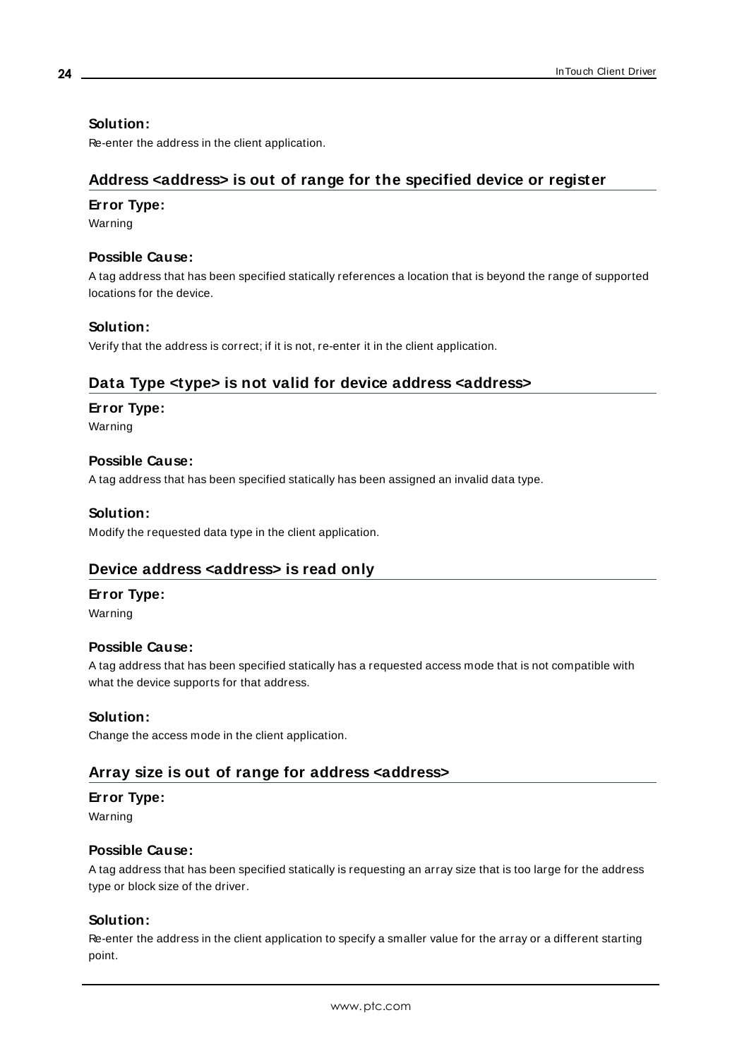**Solution:**

Re-enter the address in the client application.

## Address <address> is out of range for the specified device or register

**Error Type:**

Warning

**Possible Cause:**

A tag address that has been specified statically references a location that is beyond the range of supported locations for the device.

**Solution:**

Verify that the address is correct; if it is not, re-enter it in the client application.

## Data Type <type> is not valid for device address <address>

**Error Type:**

Warning

**Possible Cause:**

A tag address that has been specified statically has been assigned an invalid data type.

**Solution:**

Modify the requested data type in the client application.

## Device address <address> is read only

**Error Type:**

Warning

**Possible Cause:**

A tag address that has been specified statically has a requested access mode that is not compatible with what the device supports for that address.

**Solution:**

Change the access mode in the client application.

## Array size is out of range for address <address>

**Error Type:**

Warning

**Possible Cause:**

A tag address that has been specified statically is requesting an array size that is too large for the address type or block size of the driver.

**Solution:**

Re-enter the address in the client application to specify a smaller value for the array or a different starting point.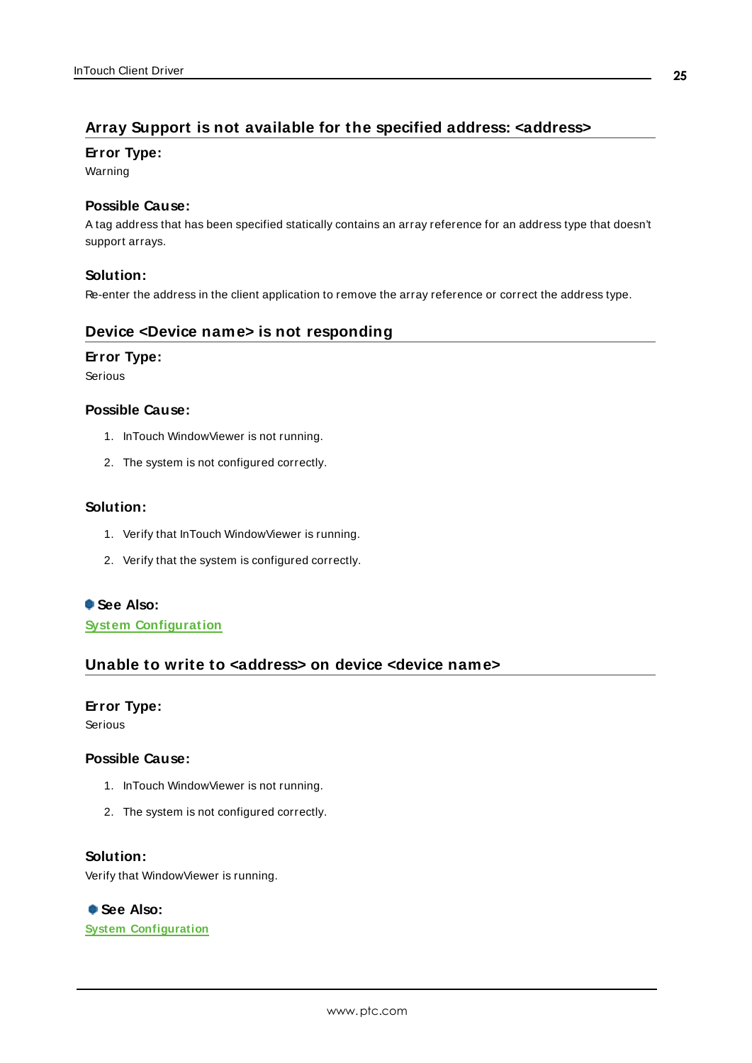## Array Support is not available for the specified address: <address>

**Error Type:**

Warning

**Possible Cause:**

A tag address that has been specified statically contains an array reference for an address type that doesn't support arrays.

**Solution:**

Re-enter the address in the client application to remove the array reference or correct the address type.

## Device <Device name> is not responding

**Error Type:**

Serious

**Possible Cause:**

1. InTouch WindowViewer is not running.
2. The system is not configured correctly.

**Solution:**

1. Verify that InTouch WindowViewer is running.
2. Verify that the system is configured correctly.

**See Also:**

System Configuration

## Unable to write to <address> on device <device name>

**Error Type:**

Serious

**Possible Cause:**

1. InTouch WindowViewer is not running.
2. The system is not configured correctly.

**Solution:**

Verify that WindowViewer is running.

**See Also:**

System Configuration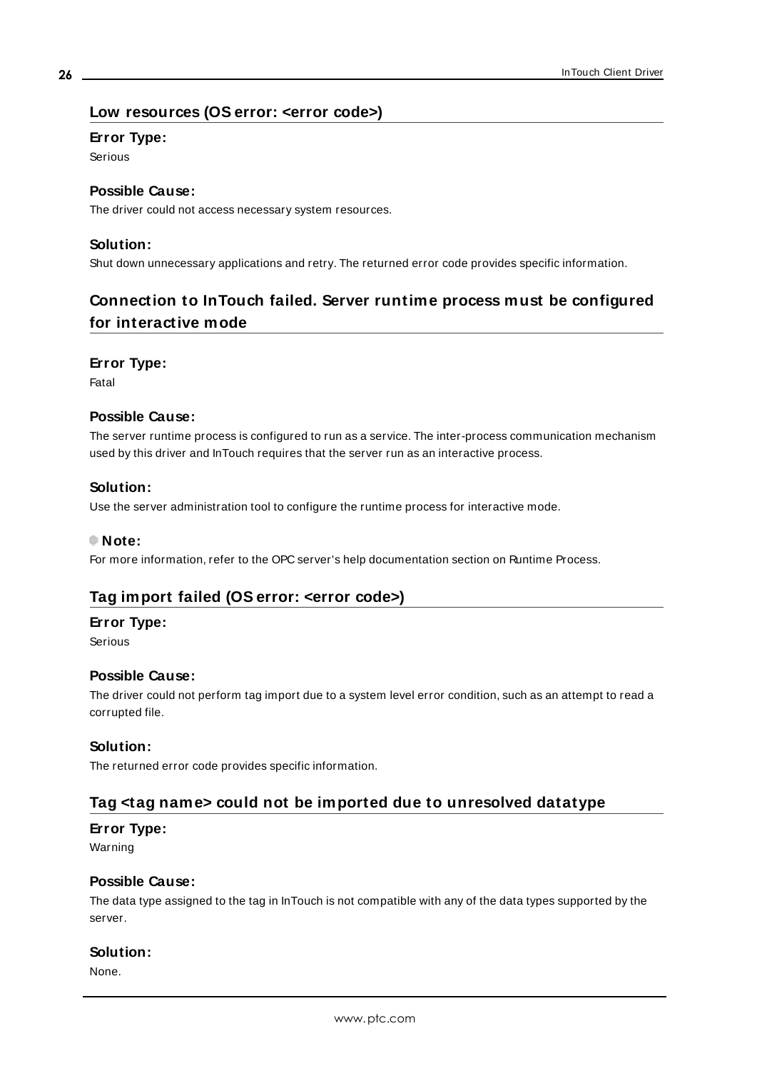## Low resources (OS error: <error code>)

### Error Type:

Serious

### Possible Cause:

The driver could not access necessary system resources.

### Solution:

Shut down unnecessary applications and retry. The returned error code provides specific information.

## Connection to InTouch failed. Server runtime process must be configured for interactive mode

### Error Type:

Fatal

### Possible Cause:

The server runtime process is configured to run as a service. The inter-process communication mechanism used by this driver and InTouch requires that the server run as an interactive process.

### Solution:

Use the server administration tool to configure the runtime process for interactive mode.

### Note:

For more information, refer to the OPC server's help documentation section on Runtime Process.

## Tag import failed (OS error: <error code>)

### Error Type:

Serious

### Possible Cause:

The driver could not perform tag import due to a system level error condition, such as an attempt to read a corrupted file.

### Solution:

The returned error code provides specific information.

## Tag <tag name> could not be imported due to unresolved datatype

### Error Type:

Warning

### Possible Cause:

The data type assigned to the tag in InTouch is not compatible with any of the data types supported by the server.

### Solution:

None.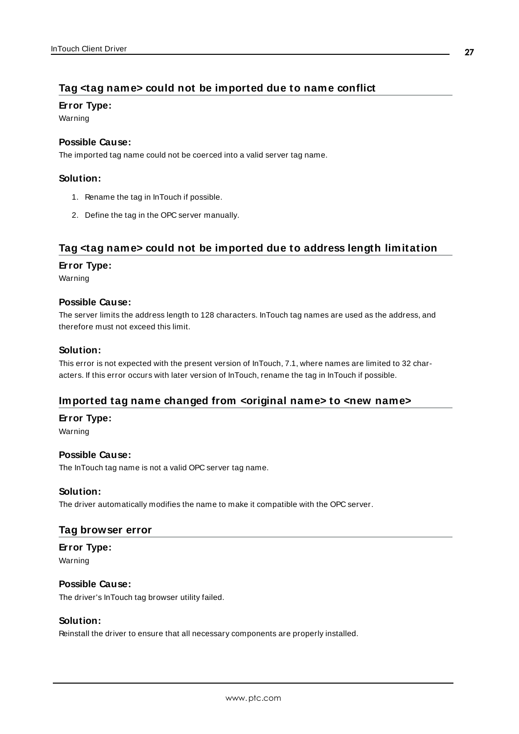## Tag <tag name> could not be imported due to name conflict

**Error Type:**

Warning

**Possible Cause:**

The imported tag name could not be coerced into a valid server tag name.

**Solution:**

1. Rename the tag in InTouch if possible.
2. Define the tag in the OPC server manually.

## Tag <tag name> could not be imported due to address length limitation

**Error Type:**

Warning

**Possible Cause:**

The server limits the address length to 128 characters. InTouch tag names are used as the address, and therefore must not exceed this limit.

**Solution:**

This error is not expected with the present version of InTouch, 7.1, where names are limited to 32 characters. If this error occurs with later version of InTouch, rename the tag in InTouch if possible.

## Imported tag name changed from <original name> to <new name>

**Error Type:**

Warning

**Possible Cause:**

The InTouch tag name is not a valid OPC server tag name.

**Solution:**

The driver automatically modifies the name to make it compatible with the OPC server.

## Tag browser error

**Error Type:**

Warning

**Possible Cause:**

The driver's InTouch tag browser utility failed.

**Solution:**

Reinstall the driver to ensure that all necessary components are properly installed.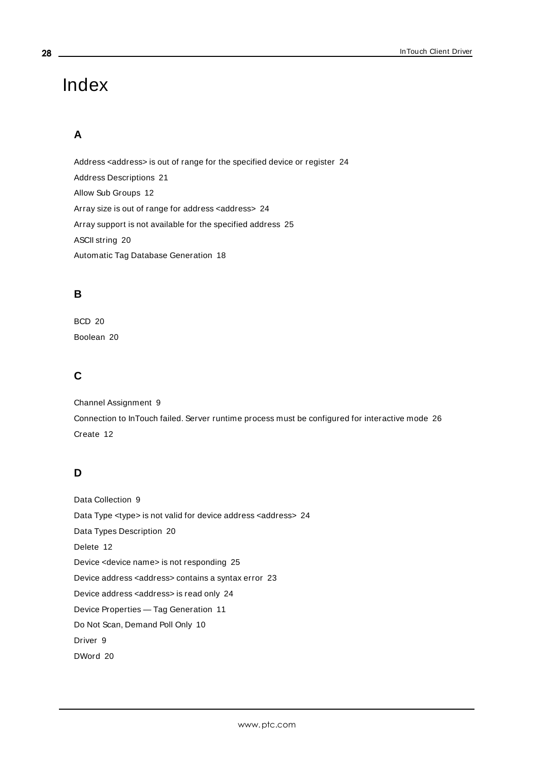# Index

## A

Address <address> is out of range for the specified device or register 24

Address Descriptions 21

Allow Sub Groups 12

Array size is out of range for address <address> 24

Array support is not available for the specified address 25

ASCII string 20

Automatic Tag Database Generation 18

## B

BCD 20

Boolean 20

## C

Channel Assignment 9

Connection to InTouch failed. Server runtime process must be configured for interactive mode 26

Create 12

## D

Data Collection 9

Data Type <type> is not valid for device address <address> 24

Data Types Description 20

Delete 12

Device <device name> is not responding 25

Device address <address> contains a syntax error 23

Device address <address> is read only 24

Device Properties — Tag Generation 11

Do Not Scan, Demand Poll Only 10

Driver 9

DWord 20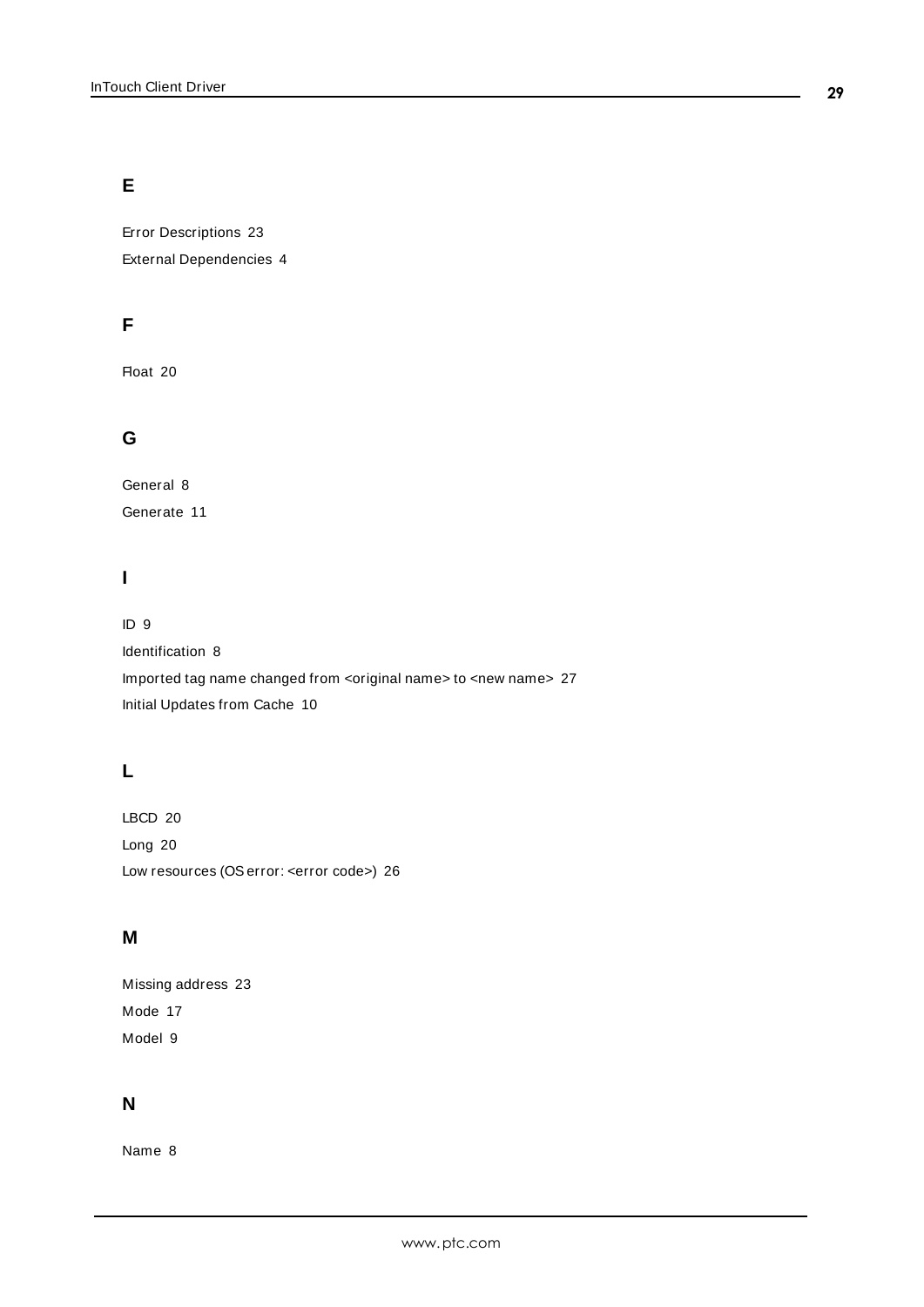## E

Error Descriptions 23

External Dependencies 4

## F

Float 20

## G

General 8

Generate 11

## I

ID 9

Identification 8

Imported tag name changed from <original name> to <new name> 27

Initial Updates from Cache 10

## L

LBCD 20

Long 20

Low resources (OS error: <error code>) 26

## M

Missing address 23

Mode 17

Model 9

## N

Name 8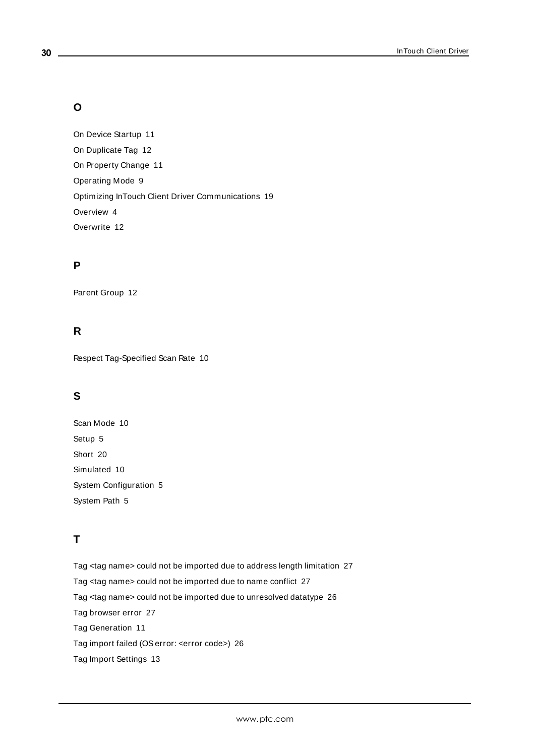## O

On Device Startup 11

On Duplicate Tag 12

On Property Change 11

Operating Mode 9

Optimizing InTouch Client Driver Communications 19

Overview 4

Overwrite 12

## P

Parent Group 12

## R

Respect Tag-Specified Scan Rate 10

## S

Scan Mode 10

Setup 5

Short 20

Simulated 10

System Configuration 5

System Path 5

## T

Tag <tag name> could not be imported due to address length limitation 27

Tag <tag name> could not be imported due to name conflict 27

Tag <tag name> could not be imported due to unresolved datatype 26

Tag browser error 27

Tag Generation 11

Tag import failed (OS error: <error code>) 26

Tag Import Settings 13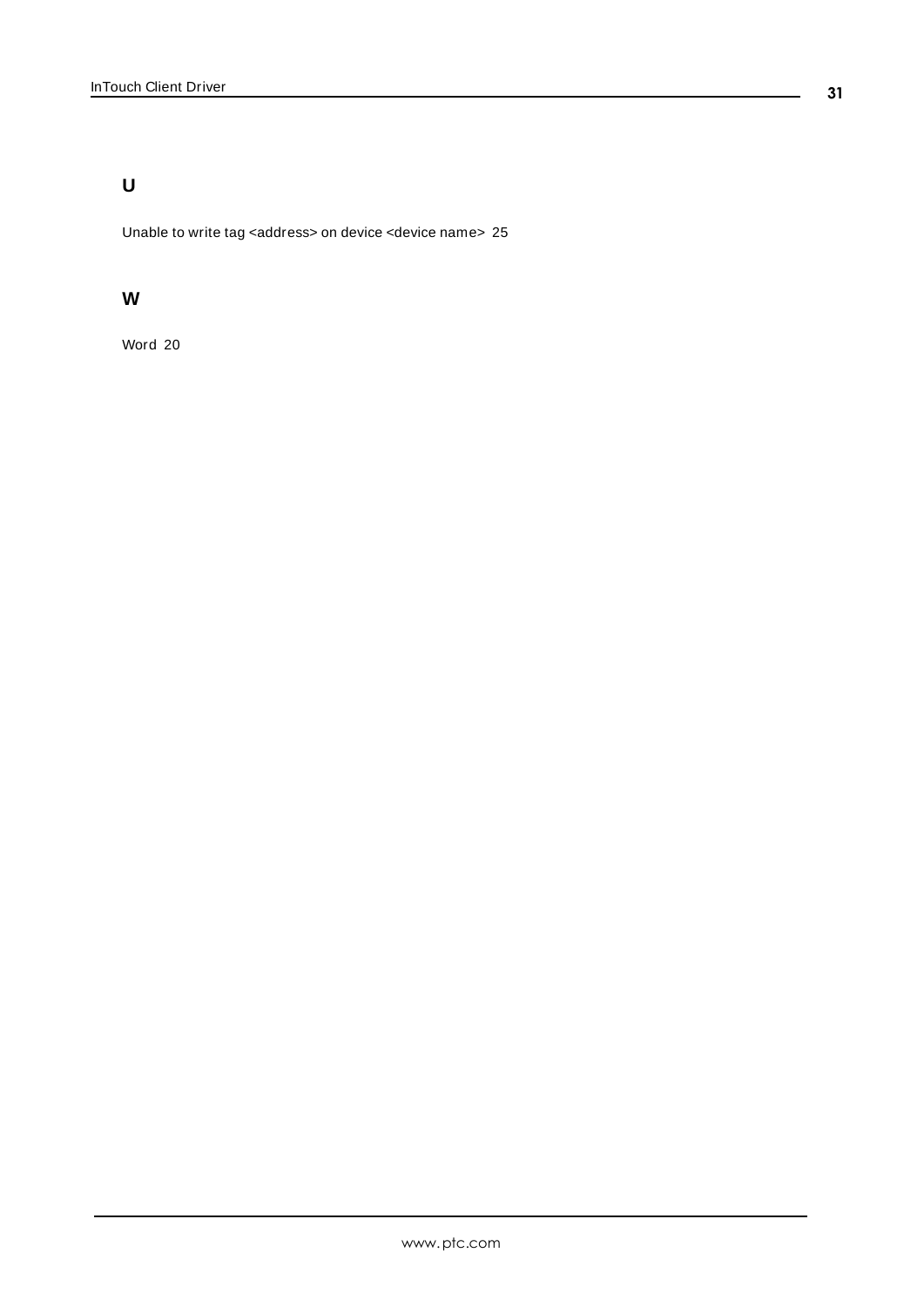## U

Unable to write tag <address> on device <device name> 25

## W

Word 20